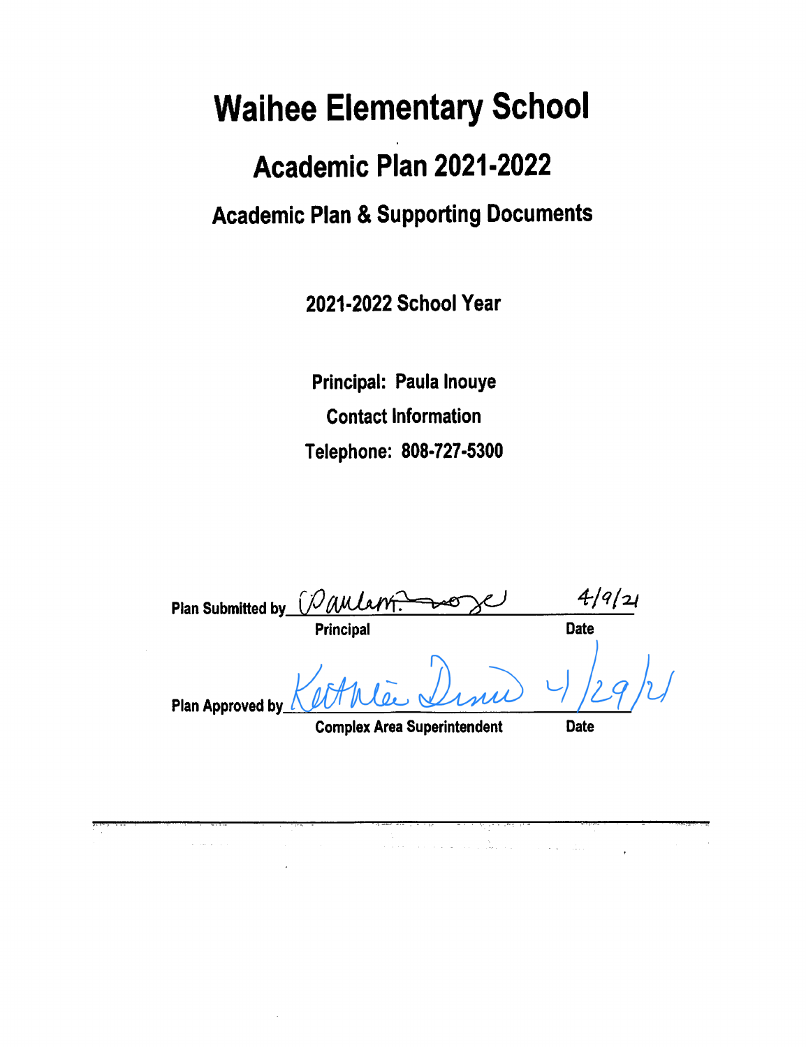# Waihee Elementary School

## Academic Plan 2021-2022

### Academic Plan & Supporting Documents

**2021-2022 School Year**

**Principal: Paula Inouye**

**Contact Information**

**Telephone: 808-727-5300**

**Plan Submitted by** Paula Inouye **4/9/21**

**Principal** **Date**

**Plan Approved by** Kathleen Dinno **4/29/21**

**Complex Area Superintendent** **Date**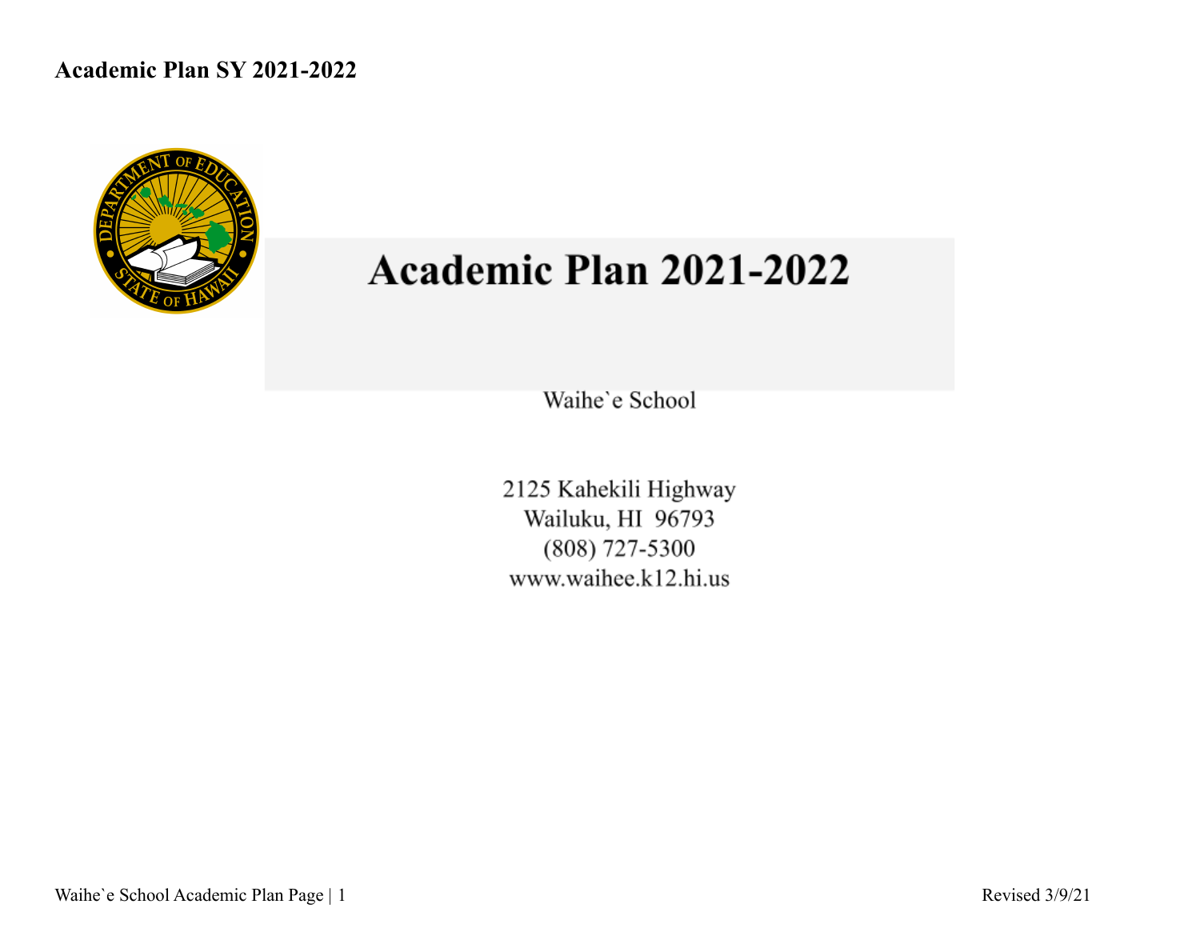# Academic Plan SY 2021-2022

# Academic Plan 2021-2022

Waihe`e School

2125 Kahekili Highway
Wailuku, HI 96793
(808) 727-5300
www.waihee.k12.hi.us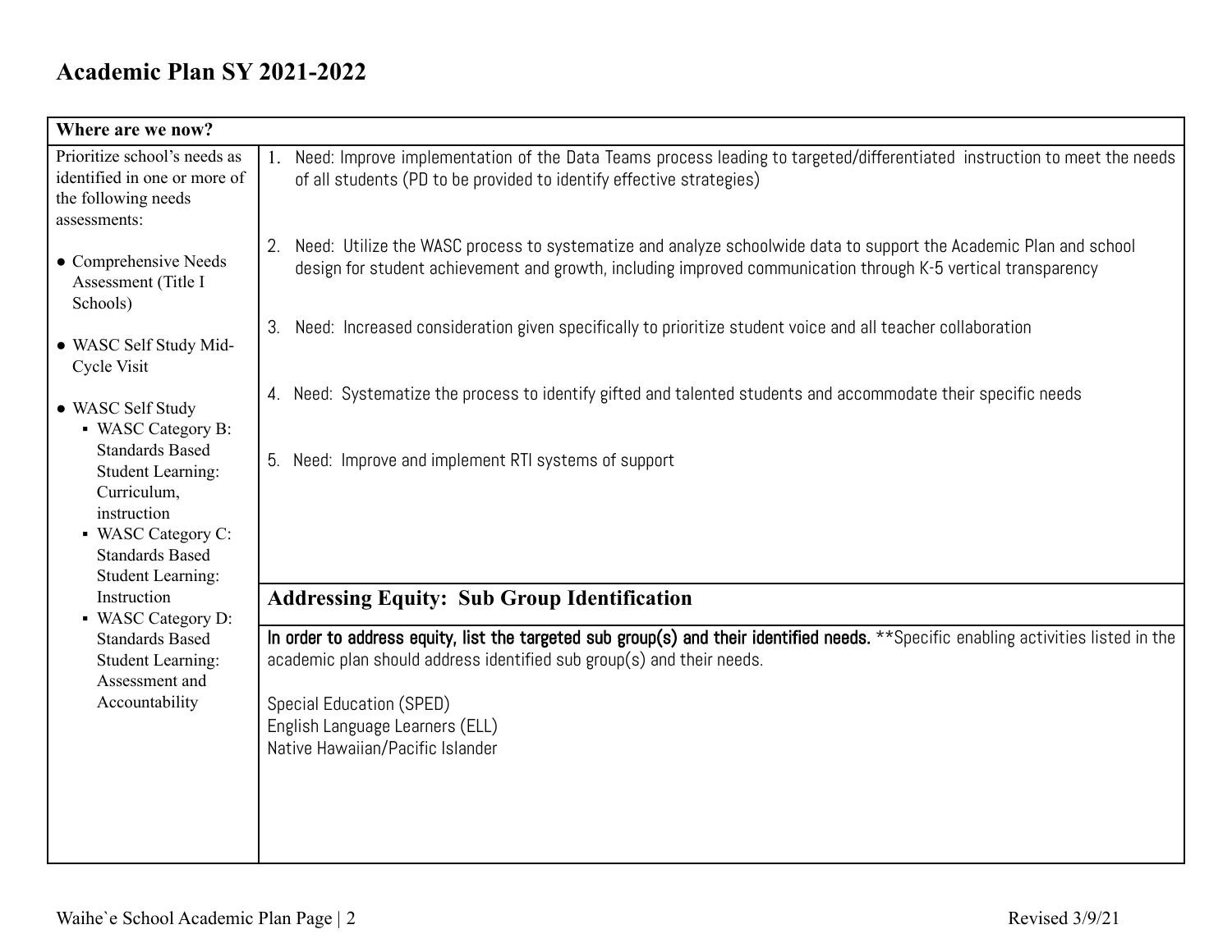# Academic Plan SY 2021-2022

| Where are we now? | |
|---|---|
| Prioritize school's needs as identified in one or more of the following needs assessments:<br><br>• Comprehensive Needs Assessment (Title I Schools)<br><br>• WASC Self Study Mid-Cycle Visit<br><br>• WASC Self Study<br>&nbsp;&nbsp;▪ WASC Category B: Standards Based Student Learning: Curriculum, instruction<br>&nbsp;&nbsp;▪ WASC Category C: Standards Based Student Learning: Instruction<br>&nbsp;&nbsp;▪ WASC Category D: Standards Based Student Learning: Assessment and Accountability | 1. Need: Improve implementation of the Data Teams process leading to targeted/differentiated instruction to meet the needs of all students (PD to be provided to identify effective strategies)<br><br>2. Need: Utilize the WASC process to systematize and analyze schoolwide data to support the Academic Plan and school design for student achievement and growth, including improved communication through K-5 vertical transparency<br><br>3. Need: Increased consideration given specifically to prioritize student voice and all teacher collaboration<br><br>4. Need: Systematize the process to identify gifted and talented students and accommodate their specific needs<br><br>5. Need: Improve and implement RTI systems of support<br><br>**Addressing Equity: Sub Group Identification**<br><br>**In order to address equity, list the targeted sub group(s) and their identified needs.** **Specific enabling activities listed in the academic plan should address identified sub group(s) and their needs.<br><br>Special Education (SPED)<br>English Language Learners (ELL)<br>Native Hawaiian/Pacific Islander |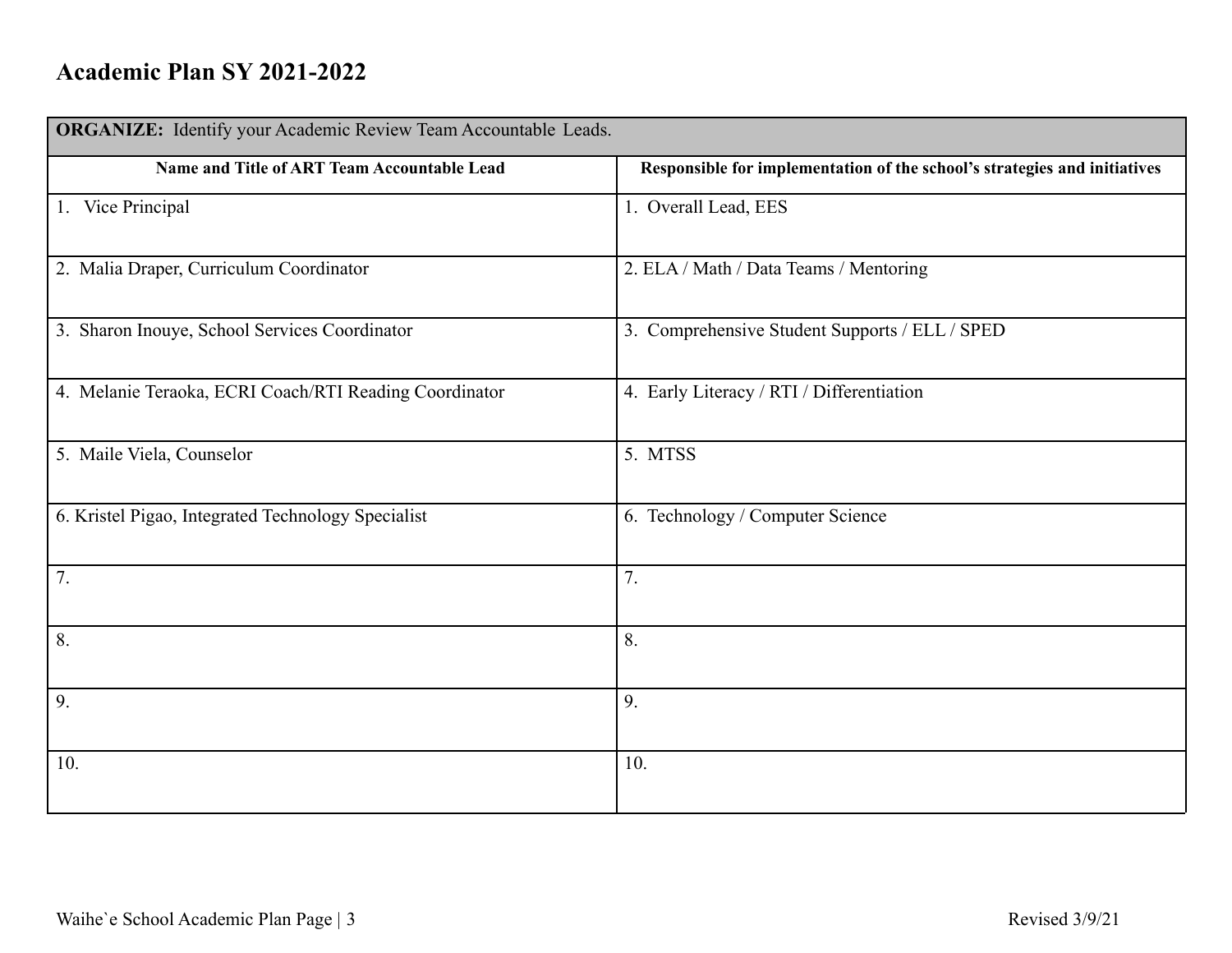## Academic Plan SY 2021-2022

| **ORGANIZE:** Identify your Academic Review Team Accountable Leads. | |
|---|---|
| **Name and Title of ART Team Accountable Lead** | **Responsible for implementation of the school's strategies and initiatives** |
| 1. Vice Principal | 1. Overall Lead, EES |
| 2. Malia Draper, Curriculum Coordinator | 2. ELA / Math / Data Teams / Mentoring |
| 3. Sharon Inouye, School Services Coordinator | 3. Comprehensive Student Supports / ELL / SPED |
| 4. Melanie Teraoka, ECRI Coach/RTI Reading Coordinator | 4. Early Literacy / RTI / Differentiation |
| 5. Maile Viela, Counselor | 5. MTSS |
| 6. Kristel Pigao, Integrated Technology Specialist | 6. Technology / Computer Science |
| 7. | 7. |
| 8. | 8. |
| 9. | 9. |
| 10. | 10. |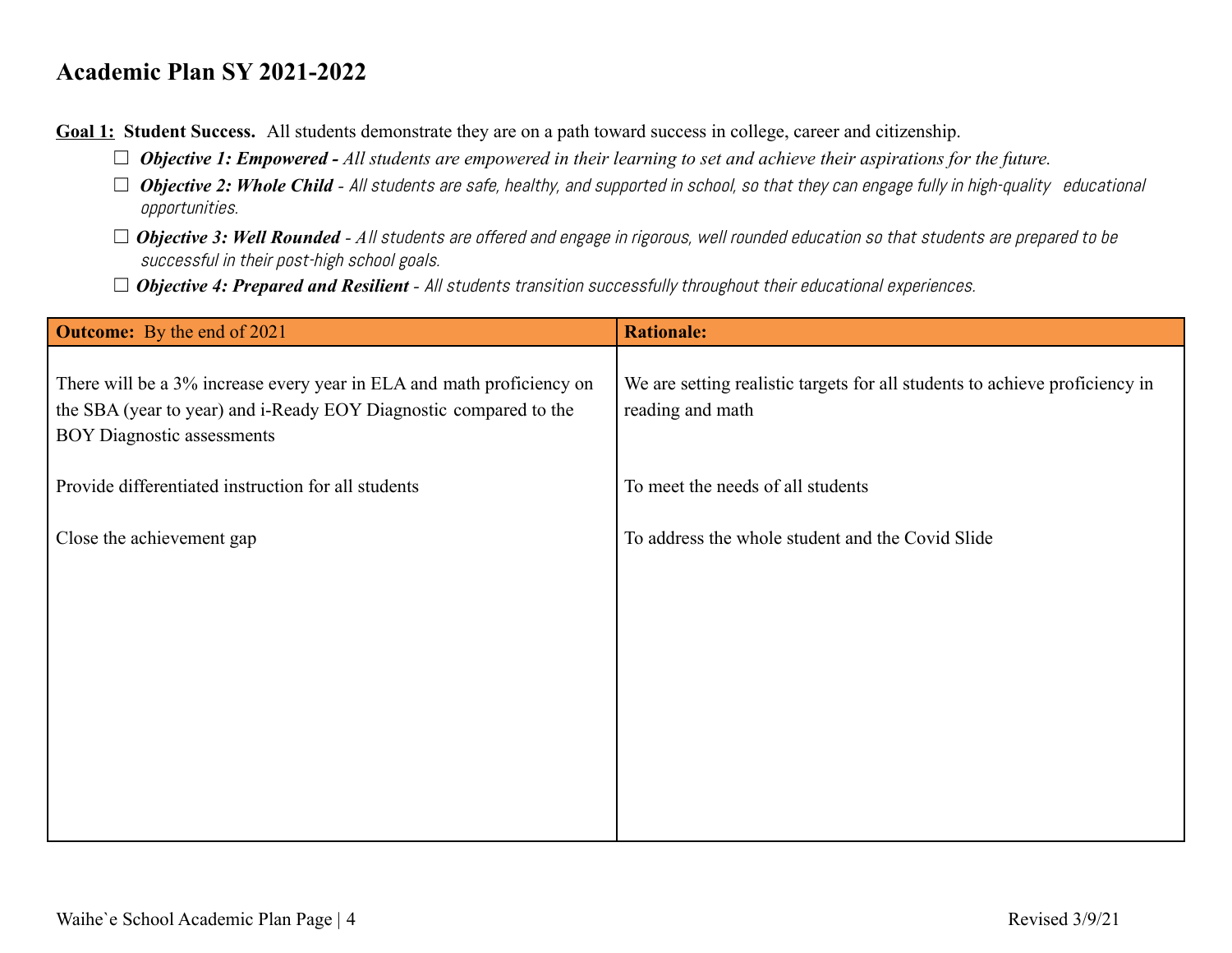# Academic Plan SY 2021-2022

**Goal 1: Student Success.** All students demonstrate they are on a path toward success in college, career and citizenship.

- ☐ ***Objective 1: Empowered -*** *All students are empowered in their learning to set and achieve their aspirations for the future.*
- ☐ ***Objective 2: Whole Child*** *- All students are safe, healthy, and supported in school, so that they can engage fully in high-quality educational opportunities.*
- ☐ ***Objective 3: Well Rounded*** *- All students are offered and engage in rigorous, well rounded education so that students are prepared to be successful in their post-high school goals.*
- ☐ ***Objective 4: Prepared and Resilient*** *- All students transition successfully throughout their educational experiences.*

| **Outcome:** By the end of 2021 | **Rationale:** |
|---|---|
| There will be a 3% increase every year in ELA and math proficiency on the SBA (year to year) and i-Ready EOY Diagnostic compared to the BOY Diagnostic assessments | We are setting realistic targets for all students to achieve proficiency in reading and math |
| Provide differentiated instruction for all students | To meet the needs of all students |
| Close the achievement gap | To address the whole student and the Covid Slide |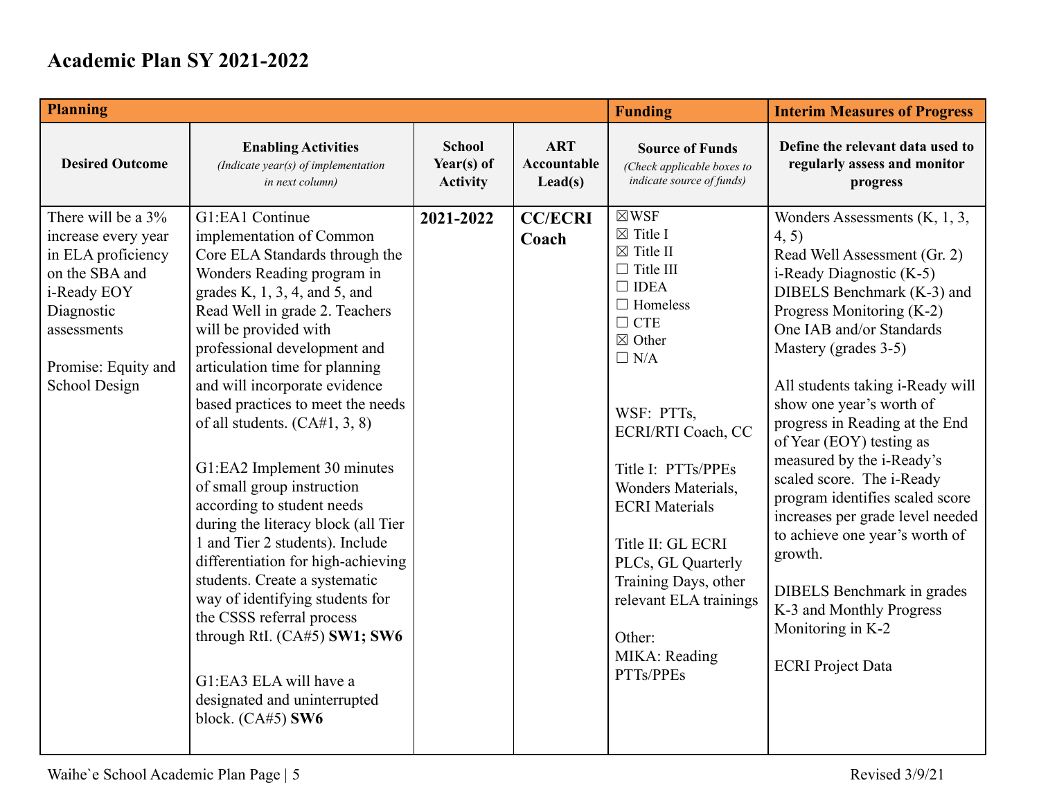# Academic Plan SY 2021-2022

| Planning | | | | Funding | Interim Measures of Progress |
|---|---|---|---|---|---|
| **Desired Outcome** | **Enabling Activities** *(Indicate year(s) of implementation in next column)* | **School Year(s) of Activity** | **ART Accountable Lead(s)** | **Source of Funds** *(Check applicable boxes to indicate source of funds)* | **Define the relevant data used to regularly assess and monitor progress** |
| There will be a 3% increase every year in ELA proficiency on the SBA and i-Ready EOY Diagnostic assessments<br><br>Promise: Equity and School Design | G1:EA1 Continue implementation of Common Core ELA Standards through the Wonders Reading program in grades K, 1, 3, 4, and 5, and Read Well in grade 2. Teachers will be provided with professional development and articulation time for planning and will incorporate evidence based practices to meet the needs of all students. (CA#1, 3, 8)<br><br>G1:EA2 Implement 30 minutes of small group instruction according to student needs during the literacy block (all Tier 1 and Tier 2 students). Include differentiation for high-achieving students. Create a systematic way of identifying students for the CSSS referral process through RtI. (CA#5) **SW1; SW6**<br><br>G1:EA3 ELA will have a designated and uninterrupted block. (CA#5) **SW6** | **2021-2022** | **CC/ECRI Coach** | ☒WSF<br>☒ Title I<br>☒ Title II<br>☐ Title III<br>☐ IDEA<br>☐ Homeless<br>☐ CTE<br>☒ Other<br>☐ N/A<br><br>WSF: PTTs, ECRI/RTI Coach, CC<br><br>Title I: PTTs/PPEs Wonders Materials, ECRI Materials<br><br>Title II: GL ECRI PLCs, GL Quarterly Training Days, other relevant ELA trainings<br><br>Other:<br>MIKA: Reading PTTs/PPEs | Wonders Assessments (K, 1, 3, 4, 5)<br>Read Well Assessment (Gr. 2)<br>i-Ready Diagnostic (K-5)<br>DIBELS Benchmark (K-3) and Progress Monitoring (K-2)<br>One IAB and/or Standards Mastery (grades 3-5)<br><br>All students taking i-Ready will show one year's worth of progress in Reading at the End of Year (EOY) testing as measured by the i-Ready's scaled score. The i-Ready program identifies scaled score increases per grade level needed to achieve one year's worth of growth.<br><br>DIBELS Benchmark in grades K-3 and Monthly Progress Monitoring in K-2<br><br>ECRI Project Data |

Waihe`e School Academic Plan Page | 5 Revised 3/9/21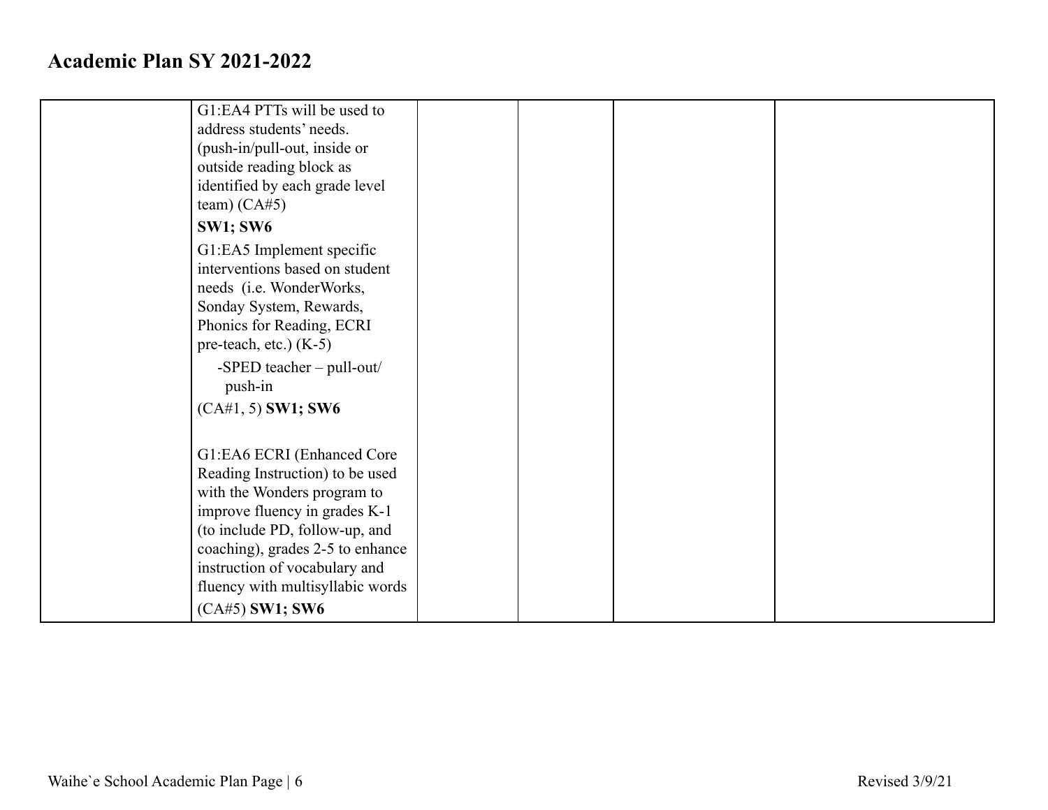# Academic Plan SY 2021-2022

| | | | | | |
|---|---|---|---|---|---|
| | G1:EA4 PTTs will be used to address students' needs. (push-in/pull-out, inside or outside reading block as identified by each grade level team) (CA#5) **SW1; SW6**<br><br>G1:EA5 Implement specific interventions based on student needs (i.e. WonderWorks, Sonday System, Rewards, Phonics for Reading, ECRI pre-teach, etc.) (K-5)<br>-SPED teacher – pull-out/ push-in<br>(CA#1, 5) **SW1; SW6**<br><br>G1:EA6 ECRI (Enhanced Core Reading Instruction) to be used with the Wonders program to improve fluency in grades K-1 (to include PD, follow-up, and coaching), grades 2-5 to enhance instruction of vocabulary and fluency with multisyllabic words (CA#5) **SW1; SW6** | | | | |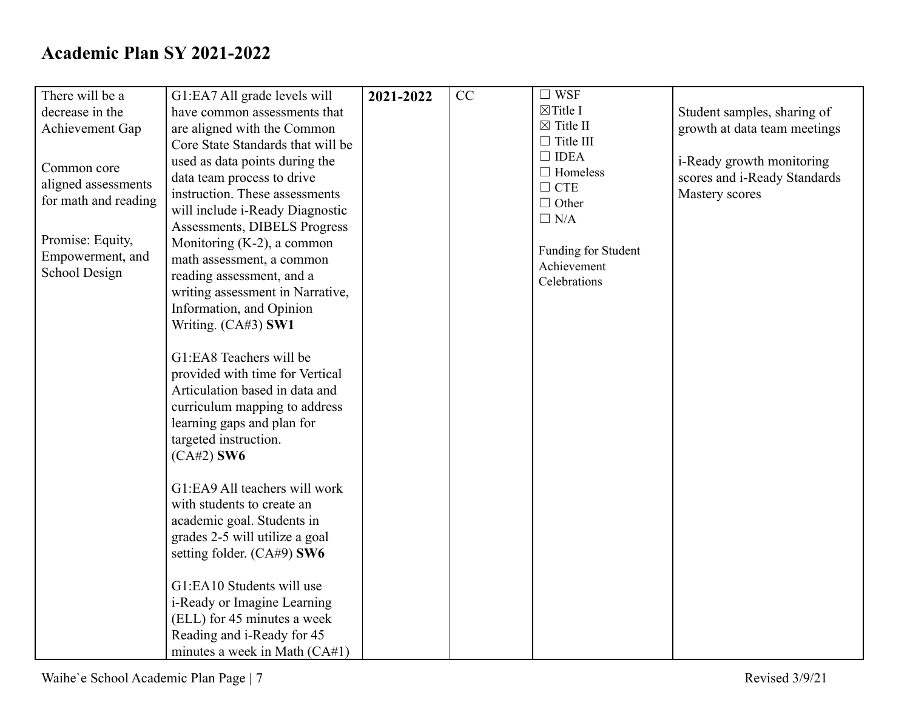# Academic Plan SY 2021-2022

| | | | | | |
|---|---|---|---|---|---|
| There will be a decrease in the Achievement Gap<br><br>Common core aligned assessments for math and reading<br><br>Promise: Equity, Empowerment, and School Design | G1:EA7 All grade levels will have common assessments that are aligned with the Common Core State Standards that will be used as data points during the data team process to drive instruction. These assessments will include i-Ready Diagnostic Assessments, DIBELS Progress Monitoring (K-2), a common math assessment, a common reading assessment, and a writing assessment in Narrative, Information, and Opinion Writing. (CA#3) **SW1**<br><br>G1:EA8 Teachers will be provided with time for Vertical Articulation based in data and curriculum mapping to address learning gaps and plan for targeted instruction. (CA#2) **SW6**<br><br>G1:EA9 All teachers will work with students to create an academic goal. Students in grades 2-5 will utilize a goal setting folder. (CA#9) **SW6**<br><br>G1:EA10 Students will use i-Ready or Imagine Learning (ELL) for 45 minutes a week Reading and i-Ready for 45 minutes a week in Math (CA#1) | **2021-2022** | CC | ☐ WSF<br>☒ Title I<br>☒ Title II<br>☐ Title III<br>☐ IDEA<br>☐ Homeless<br>☐ CTE<br>☐ Other<br>☐ N/A<br><br>Funding for Student Achievement Celebrations | Student samples, sharing of growth at data team meetings<br><br>i-Ready growth monitoring scores and i-Ready Standards Mastery scores |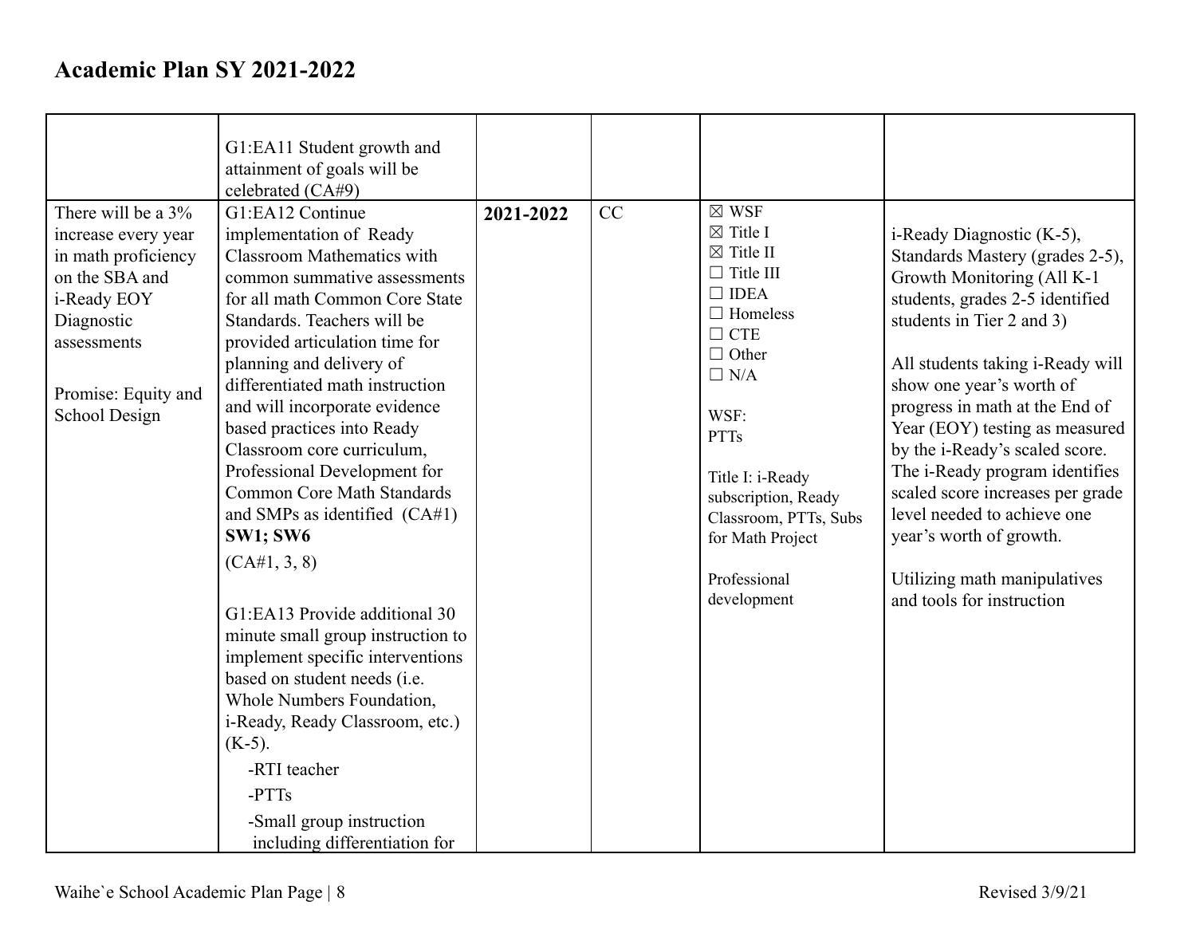## Academic Plan SY 2021-2022

| | | | | | |
|---|---|---|---|---|---|
| | G1:EA11 Student growth and attainment of goals will be celebrated (CA#9) | | | | |
| There will be a 3% increase every year in math proficiency on the SBA and i-Ready EOY Diagnostic assessments<br><br>Promise: Equity and School Design | G1:EA12 Continue implementation of Ready Classroom Mathematics with common summative assessments for all math Common Core State Standards. Teachers will be provided articulation time for planning and delivery of differentiated math instruction and will incorporate evidence based practices into Ready Classroom core curriculum, Professional Development for Common Core Math Standards and SMPs as identified (CA#1) **SW1; SW6**<br>(CA#1, 3, 8)<br><br>G1:EA13 Provide additional 30 minute small group instruction to implement specific interventions based on student needs (i.e. Whole Numbers Foundation, i-Ready, Ready Classroom, etc.) (K-5).<br>-RTI teacher<br>-PTTs<br>-Small group instruction including differentiation for | **2021-2022** | CC | ☒ WSF<br>☒ Title I<br>☒ Title II<br>☐ Title III<br>☐ IDEA<br>☐ Homeless<br>☐ CTE<br>☐ Other<br>☐ N/A<br><br>WSF:<br>PTTs<br><br>Title I: i-Ready subscription, Ready Classroom, PTTs, Subs for Math Project<br><br>Professional development | i-Ready Diagnostic (K-5), Standards Mastery (grades 2-5), Growth Monitoring (All K-1 students, grades 2-5 identified students in Tier 2 and 3)<br><br>All students taking i-Ready will show one year's worth of progress in math at the End of Year (EOY) testing as measured by the i-Ready's scaled score. The i-Ready program identifies scaled score increases per grade level needed to achieve one year's worth of growth.<br><br>Utilizing math manipulatives and tools for instruction |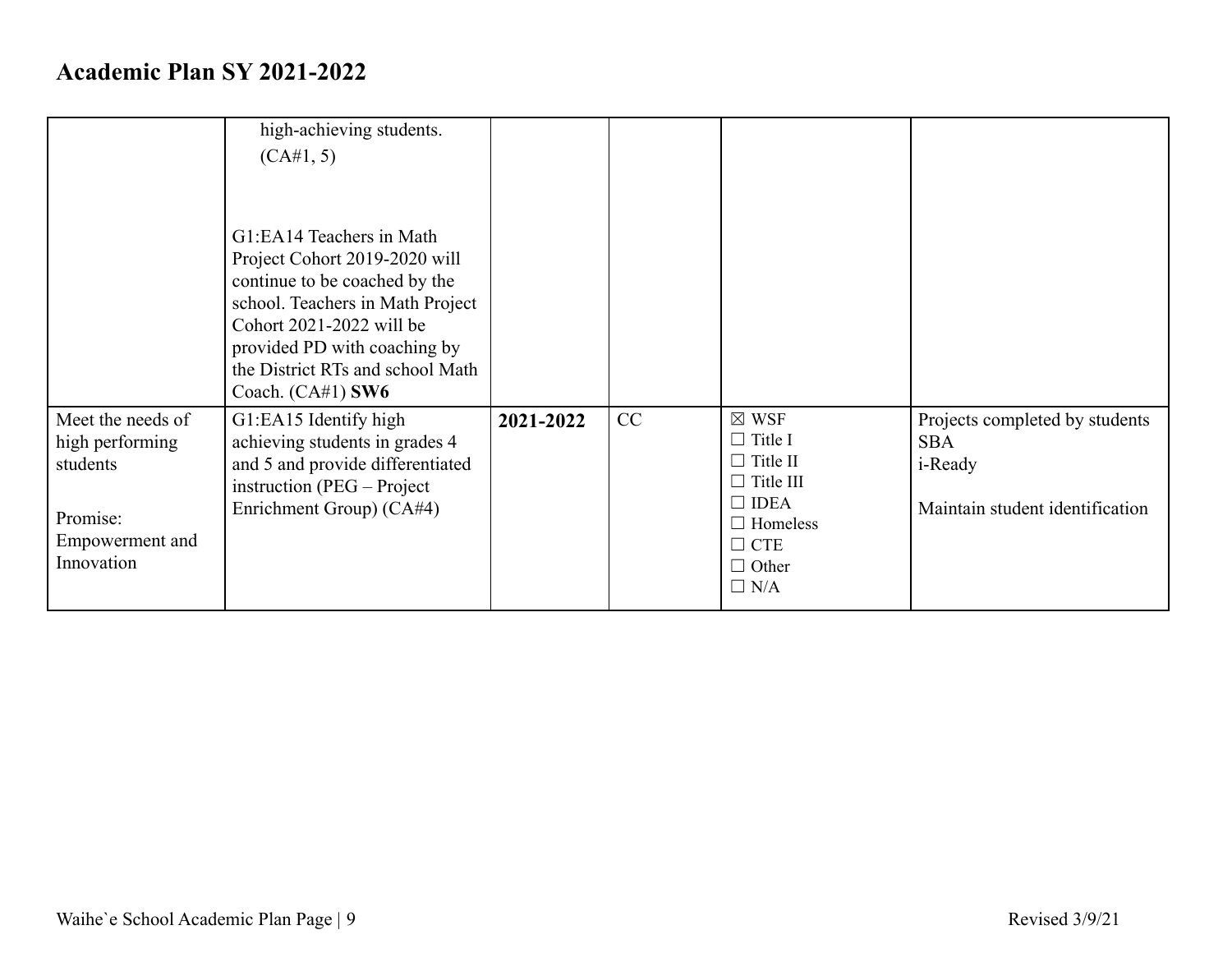# Academic Plan SY 2021-2022

| | | | | | |
|---|---|---|---|---|---|
| | high-achieving students. (CA#1, 5)<br><br>G1:EA14 Teachers in Math Project Cohort 2019-2020 will continue to be coached by the school. Teachers in Math Project Cohort 2021-2022 will be provided PD with coaching by the District RTs and school Math Coach. (CA#1) **SW6** | | | | |
| Meet the needs of high performing students<br><br>Promise: Empowerment and Innovation | G1:EA15 Identify high achieving students in grades 4 and 5 and provide differentiated instruction (PEG – Project Enrichment Group) (CA#4) | **2021-2022** | CC | ☒ WSF<br>☐ Title I<br>☐ Title II<br>☐ Title III<br>☐ IDEA<br>☐ Homeless<br>☐ CTE<br>☐ Other<br>☐ N/A | Projects completed by students<br>SBA<br>i-Ready<br><br>Maintain student identification |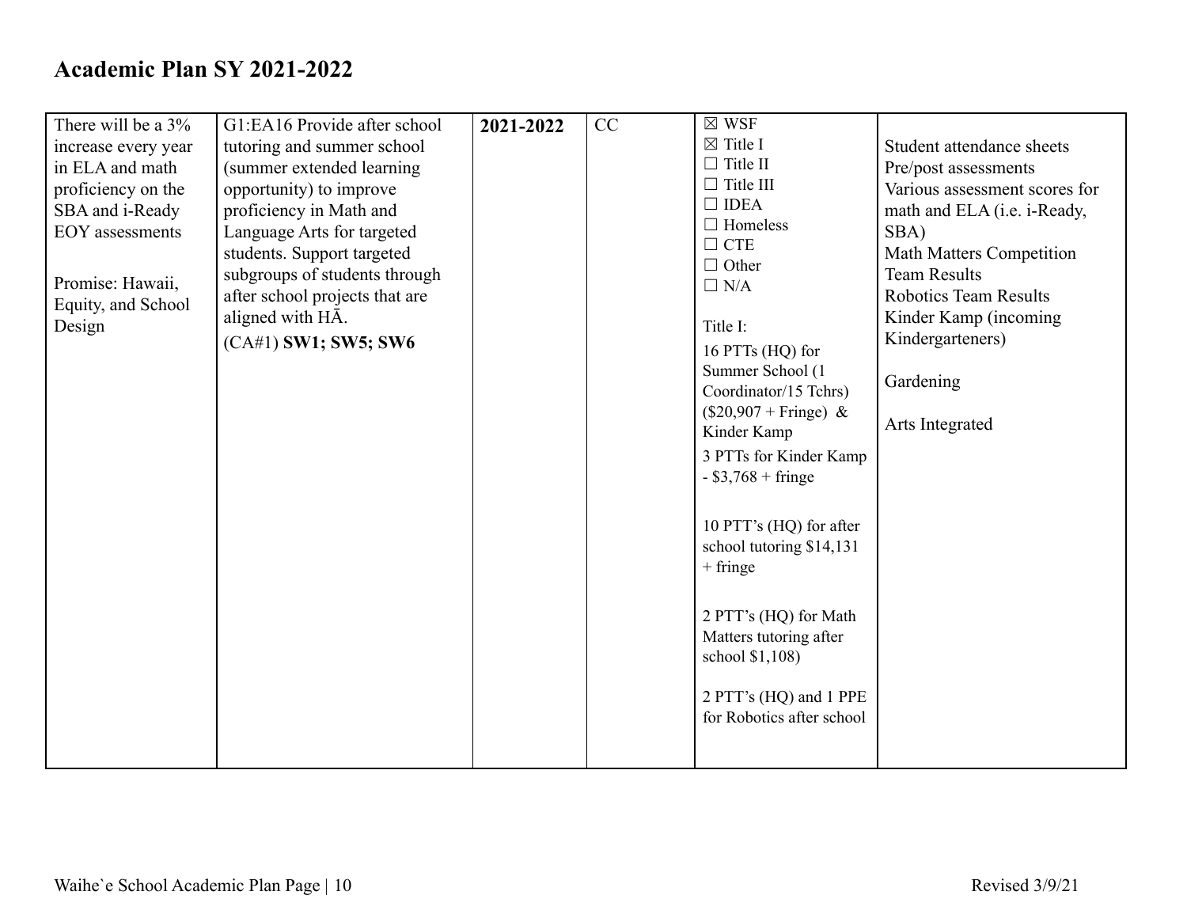# Academic Plan SY 2021-2022

| | | | | | |
|---|---|---|---|---|---|
| There will be a 3% increase every year in ELA and math proficiency on the SBA and i-Ready EOY assessments<br><br>Promise: Hawaii, Equity, and School Design | G1:EA16 Provide after school tutoring and summer school (summer extended learning opportunity) to improve proficiency in Math and Language Arts for targeted students. Support targeted subgroups of students through after school projects that are aligned with HĀ.<br>(CA#1) **SW1; SW5; SW6** | **2021-2022** | CC | ☒ WSF<br>☒ Title I<br>☐ Title II<br>☐ Title III<br>☐ IDEA<br>☐ Homeless<br>☐ CTE<br>☐ Other<br>☐ N/A<br><br>Title I:<br>16 PTTs (HQ) for Summer School (1 Coordinator/15 Tchrs) ($20,907 + Fringe) & Kinder Kamp<br>3 PTTs for Kinder Kamp - $3,768 + fringe<br><br>10 PTT's (HQ) for after school tutoring $14,131 + fringe<br><br>2 PTT's (HQ) for Math Matters tutoring after school $1,108)<br><br>2 PTT's (HQ) and 1 PPE for Robotics after school | Student attendance sheets<br>Pre/post assessments<br>Various assessment scores for math and ELA (i.e. i-Ready, SBA)<br>Math Matters Competition Team Results<br>Robotics Team Results<br>Kinder Kamp (incoming Kindergarteners)<br><br>Gardening<br><br>Arts Integrated |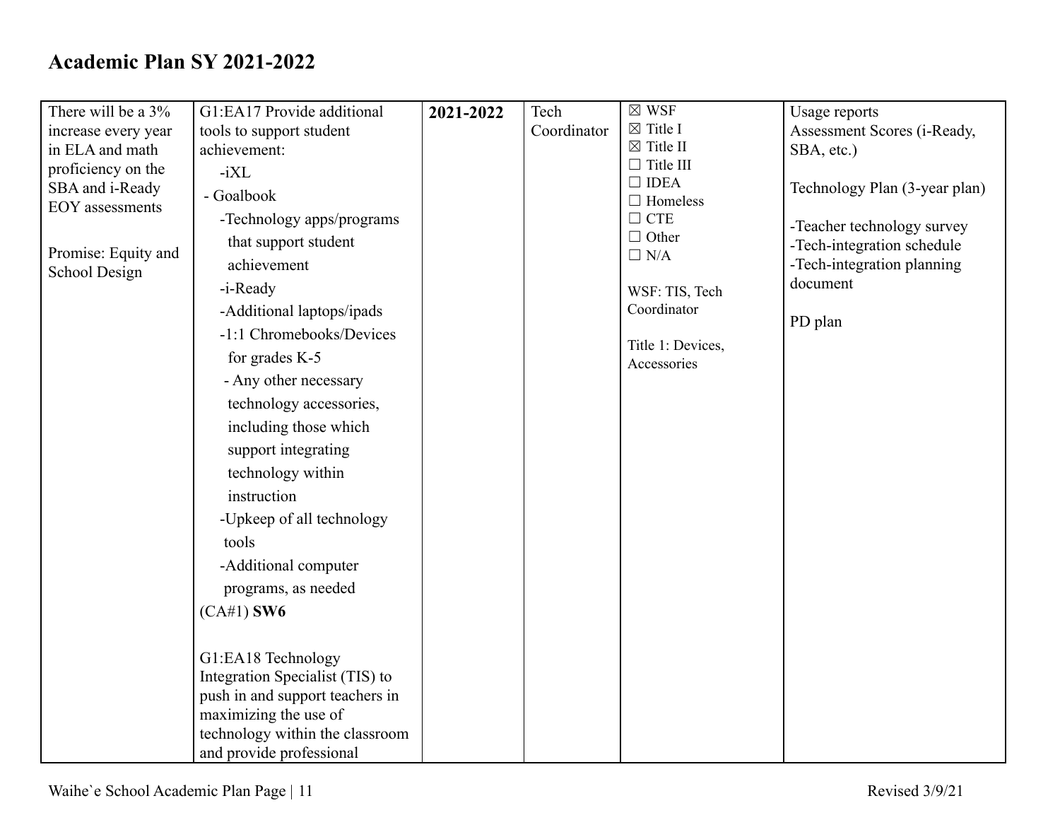# Academic Plan SY 2021-2022

| | | | | | |
|---|---|---|---|---|---|
| There will be a 3% increase every year in ELA and math proficiency on the SBA and i-Ready EOY assessments<br><br>Promise: Equity and School Design | G1:EA17 Provide additional tools to support student achievement:<br>-iXL<br>- Goalbook<br>-Technology apps/programs that support student achievement<br>-i-Ready<br>-Additional laptops/ipads<br>-1:1 Chromebooks/Devices for grades K-5<br>- Any other necessary technology accessories, including those which support integrating technology within instruction<br>-Upkeep of all technology tools<br>-Additional computer programs, as needed<br>(CA#1) **SW6**<br><br>G1:EA18 Technology Integration Specialist (TIS) to push in and support teachers in maximizing the use of technology within the classroom and provide professional | **2021-2022** | Tech Coordinator | ☒ WSF<br>☒ Title I<br>☒ Title II<br>☐ Title III<br>☐ IDEA<br>☐ Homeless<br>☐ CTE<br>☐ Other<br>☐ N/A<br><br>WSF: TIS, Tech Coordinator<br><br>Title 1: Devices, Accessories | Usage reports<br>Assessment Scores (i-Ready, SBA, etc.)<br><br>Technology Plan (3-year plan)<br><br>-Teacher technology survey<br>-Tech-integration schedule<br>-Tech-integration planning document<br><br>PD plan |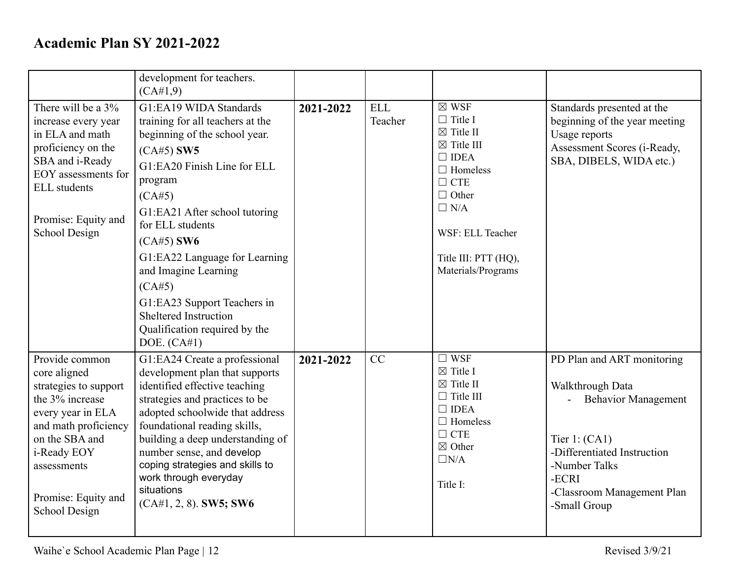# Academic Plan SY 2021-2022

| | | | | | |
|---|---|---|---|---|---|
| | development for teachers. (CA#1,9) | | | | |
| There will be a 3% increase every year in ELA and math proficiency on the SBA and i-Ready EOY assessments for ELL students<br><br>Promise: Equity and School Design | G1:EA19 WIDA Standards training for all teachers at the beginning of the school year. (CA#5) **SW5**<br>G1:EA20 Finish Line for ELL program<br>(CA#5)<br>G1:EA21 After school tutoring for ELL students<br>(CA#5) **SW6**<br>G1:EA22 Language for Learning and Imagine Learning<br>(CA#5)<br>G1:EA23 Support Teachers in Sheltered Instruction Qualification required by the DOE. (CA#1) | **2021-2022** | ELL Teacher | ☒ WSF<br>☐ Title I<br>☒ Title II<br>☒ Title III<br>☐ IDEA<br>☐ Homeless<br>☐ CTE<br>☐ Other<br>☐ N/A<br><br>WSF: ELL Teacher<br><br>Title III: PTT (HQ), Materials/Programs | Standards presented at the beginning of the year meeting<br>Usage reports<br>Assessment Scores (i-Ready, SBA, DIBELS, WIDA etc.) |
| Provide common core aligned strategies to support the 3% increase every year in ELA and math proficiency on the SBA and i-Ready EOY assessments<br><br>Promise: Equity and School Design | G1:EA24 Create a professional development plan that supports identified effective teaching strategies and practices to be adopted schoolwide that address foundational reading skills, building a deep understanding of number sense, and develop coping strategies and skills to work through everyday situations<br>(CA#1, 2, 8). **SW5; SW6** | **2021-2022** | CC | ☐ WSF<br>☒ Title I<br>☒ Title II<br>☐ Title III<br>☐ IDEA<br>☐ Homeless<br>☐ CTE<br>☒ Other<br>☐N/A<br><br>Title I: | PD Plan and ART monitoring<br><br>Walkthrough Data<br>- Behavior Management<br><br>Tier 1: (CA1)<br>-Differentiated Instruction<br>-Number Talks<br>-ECRI<br>-Classroom Management Plan<br>-Small Group |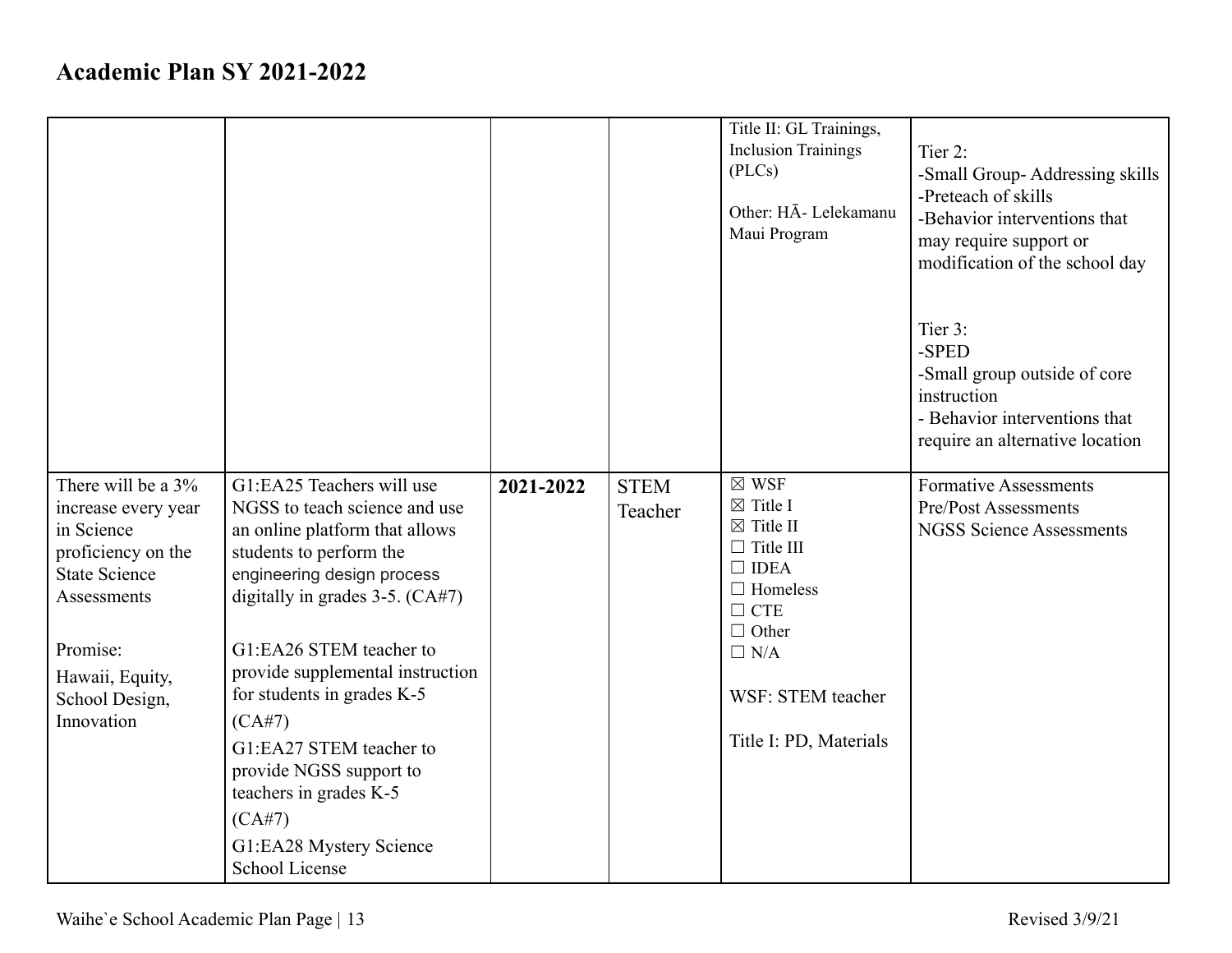# Academic Plan SY 2021-2022

| | | | | | |
|---|---|---|---|---|---|
| | | | | Title II: GL Trainings, Inclusion Trainings (PLCs)<br><br>Other: HĀ- Lelekamanu Maui Program | Tier 2:<br>-Small Group- Addressing skills<br>-Preteach of skills<br>-Behavior interventions that may require support or modification of the school day<br><br>Tier 3:<br>-SPED<br>-Small group outside of core instruction<br>- Behavior interventions that require an alternative location |
| There will be a 3% increase every year in Science proficiency on the State Science Assessments<br><br>Promise:<br>Hawaii, Equity, School Design, Innovation | G1:EA25 Teachers will use NGSS to teach science and use an online platform that allows students to perform the engineering design process digitally in grades 3-5. (CA#7)<br><br>G1:EA26 STEM teacher to provide supplemental instruction for students in grades K-5 (CA#7)<br>G1:EA27 STEM teacher to provide NGSS support to teachers in grades K-5 (CA#7)<br>G1:EA28 Mystery Science School License | **2021-2022** | STEM Teacher | ☒ WSF<br>☒ Title I<br>☒ Title II<br>☐ Title III<br>☐ IDEA<br>☐ Homeless<br>☐ CTE<br>☐ Other<br>☐ N/A<br><br>WSF: STEM teacher<br><br>Title I: PD, Materials | Formative Assessments<br>Pre/Post Assessments<br>NGSS Science Assessments |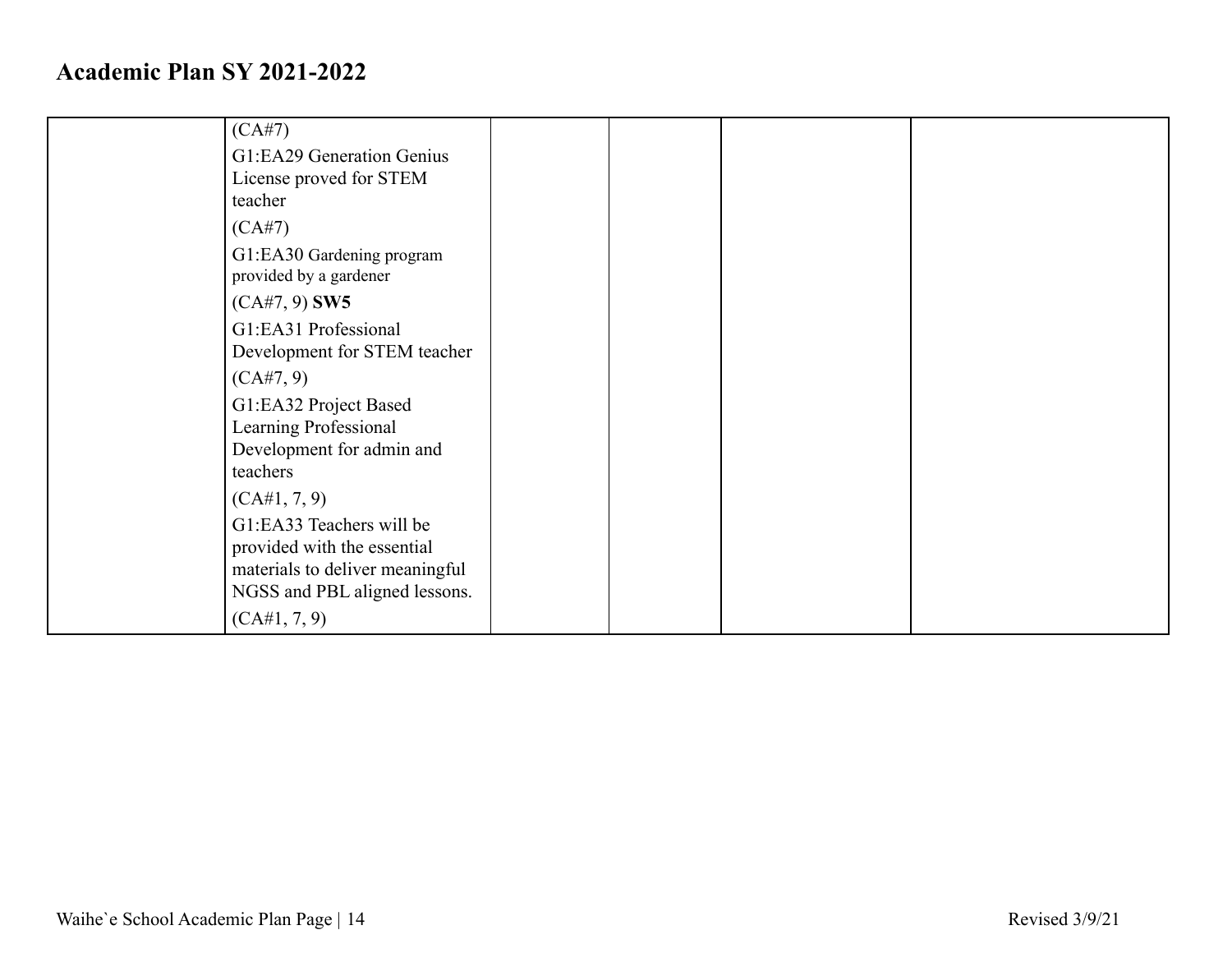# Academic Plan SY 2021-2022

| | | | | | |
|---|---|---|---|---|---|
| | (CA#7)<br>G1:EA29 Generation Genius License proved for STEM teacher<br>(CA#7)<br>G1:EA30 Gardening program provided by a gardener<br>(CA#7, 9) **SW5**<br>G1:EA31 Professional Development for STEM teacher<br>(CA#7, 9)<br>G1:EA32 Project Based Learning Professional Development for admin and teachers<br>(CA#1, 7, 9)<br>G1:EA33 Teachers will be provided with the essential materials to deliver meaningful NGSS and PBL aligned lessons.<br>(CA#1, 7, 9) | | | | |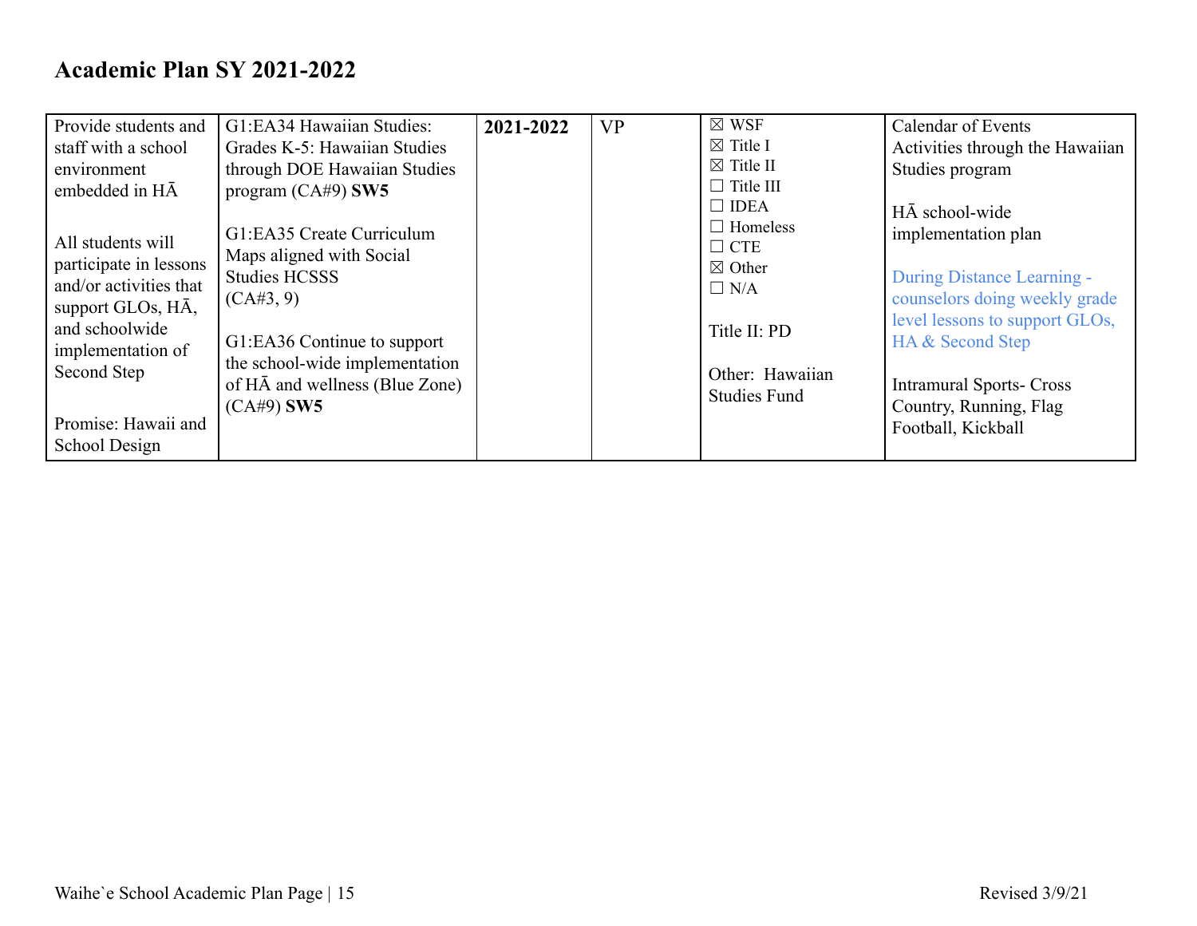# Academic Plan SY 2021-2022

| | | | | | |
|---|---|---|---|---|---|
| Provide students and staff with a school environment embedded in HĀ<br><br>All students will participate in lessons and/or activities that support GLOs, HĀ, and schoolwide implementation of Second Step<br><br>Promise: Hawaii and School Design | G1:EA34 Hawaiian Studies: Grades K-5: Hawaiian Studies through DOE Hawaiian Studies program (CA#9) **SW5**<br><br>G1:EA35 Create Curriculum Maps aligned with Social Studies HCSSS (CA#3, 9)<br><br>G1:EA36 Continue to support the school-wide implementation of HĀ and wellness (Blue Zone) (CA#9) **SW5** | **2021-2022** | VP | ☒ WSF<br>☒ Title I<br>☒ Title II<br>☐ Title III<br>☐ IDEA<br>☐ Homeless<br>☐ CTE<br>☒ Other<br>☐ N/A<br><br>Title II: PD<br><br>Other: Hawaiian Studies Fund | Calendar of Events<br>Activities through the Hawaiian Studies program<br><br>HĀ school-wide implementation plan<br><br>During Distance Learning - counselors doing weekly grade level lessons to support GLOs, HA & Second Step<br><br>Intramural Sports- Cross Country, Running, Flag Football, Kickball |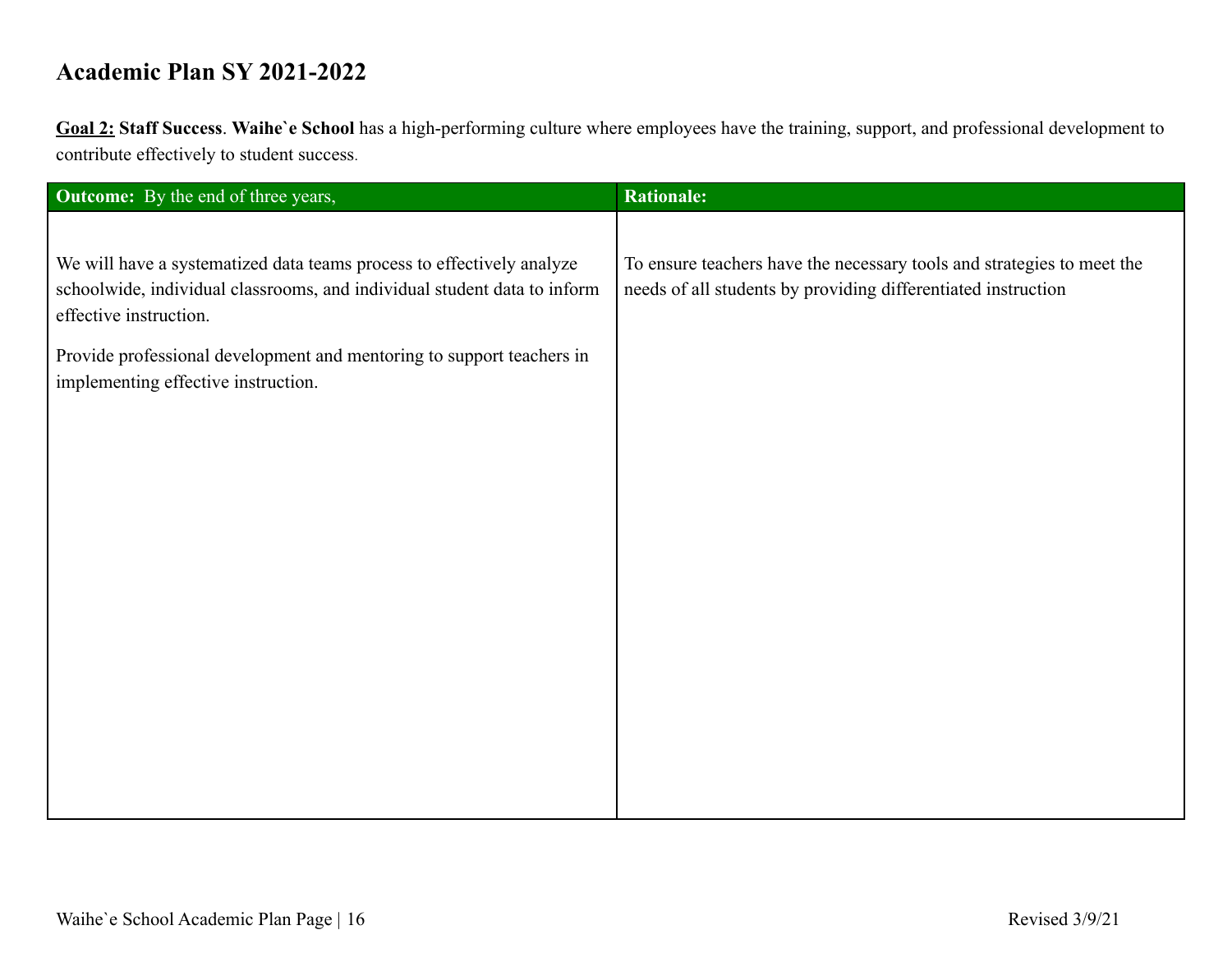## Academic Plan SY 2021-2022

**Goal 2:** **Staff Success**. **Waihe`e School** has a high-performing culture where employees have the training, support, and professional development to contribute effectively to student success.

| **Outcome:** By the end of three years, | **Rationale:** |
|---|---|
| We will have a systematized data teams process to effectively analyze schoolwide, individual classrooms, and individual student data to inform effective instruction.<br><br>Provide professional development and mentoring to support teachers in implementing effective instruction. | To ensure teachers have the necessary tools and strategies to meet the needs of all students by providing differentiated instruction |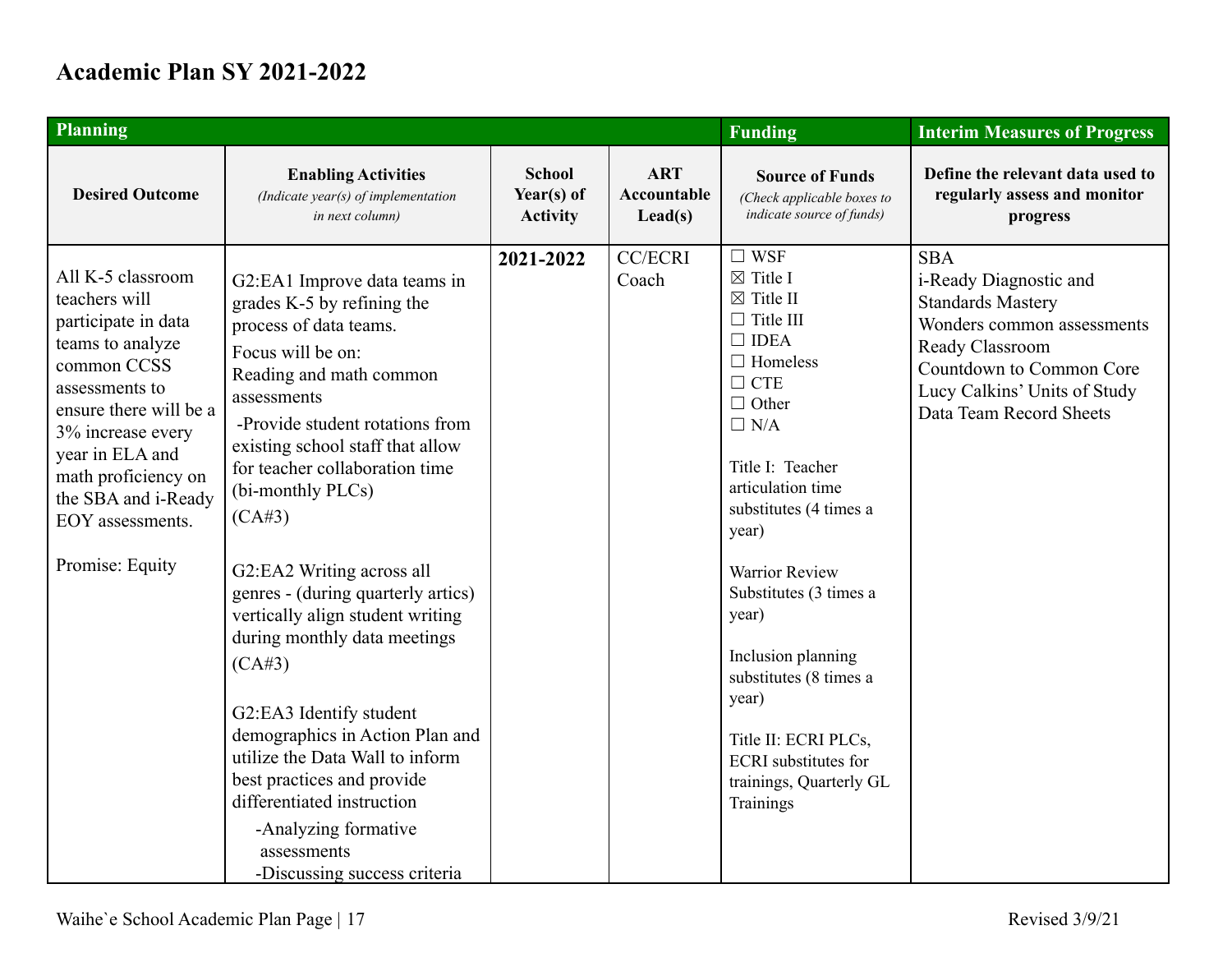## Academic Plan SY 2021-2022

| Planning | | | | Funding | Interim Measures of Progress |
|---|---|---|---|---|---|
| **Desired Outcome** | **Enabling Activities** *(Indicate year(s) of implementation in next column)* | **School Year(s) of Activity** | **ART Accountable Lead(s)** | **Source of Funds** *(Check applicable boxes to indicate source of funds)* | **Define the relevant data used to regularly assess and monitor progress** |
| All K-5 classroom teachers will participate in data teams to analyze common CCSS assessments to ensure there will be a 3% increase every year in ELA and math proficiency on the SBA and i-Ready EOY assessments.<br><br>Promise: Equity | G2:EA1 Improve data teams in grades K-5 by refining the process of data teams.<br>Focus will be on:<br>Reading and math common assessments<br>-Provide student rotations from existing school staff that allow for teacher collaboration time (bi-monthly PLCs)<br>(CA#3)<br><br>G2:EA2 Writing across all genres - (during quarterly artics) vertically align student writing during monthly data meetings<br>(CA#3)<br><br>G2:EA3 Identify student demographics in Action Plan and utilize the Data Wall to inform best practices and provide differentiated instruction<br>-Analyzing formative assessments<br>-Discussing success criteria | **2021-2022** | CC/ECRI Coach | ☐ WSF<br>☒ Title I<br>☒ Title II<br>☐ Title III<br>☐ IDEA<br>☐ Homeless<br>☐ CTE<br>☐ Other<br>☐ N/A<br><br>Title I: Teacher articulation time substitutes (4 times a year)<br><br>Warrior Review Substitutes (3 times a year)<br><br>Inclusion planning substitutes (8 times a year)<br><br>Title II: ECRI PLCs, ECRI substitutes for trainings, Quarterly GL Trainings | SBA<br>i-Ready Diagnostic and Standards Mastery<br>Wonders common assessments<br>Ready Classroom<br>Countdown to Common Core<br>Lucy Calkins' Units of Study<br>Data Team Record Sheets |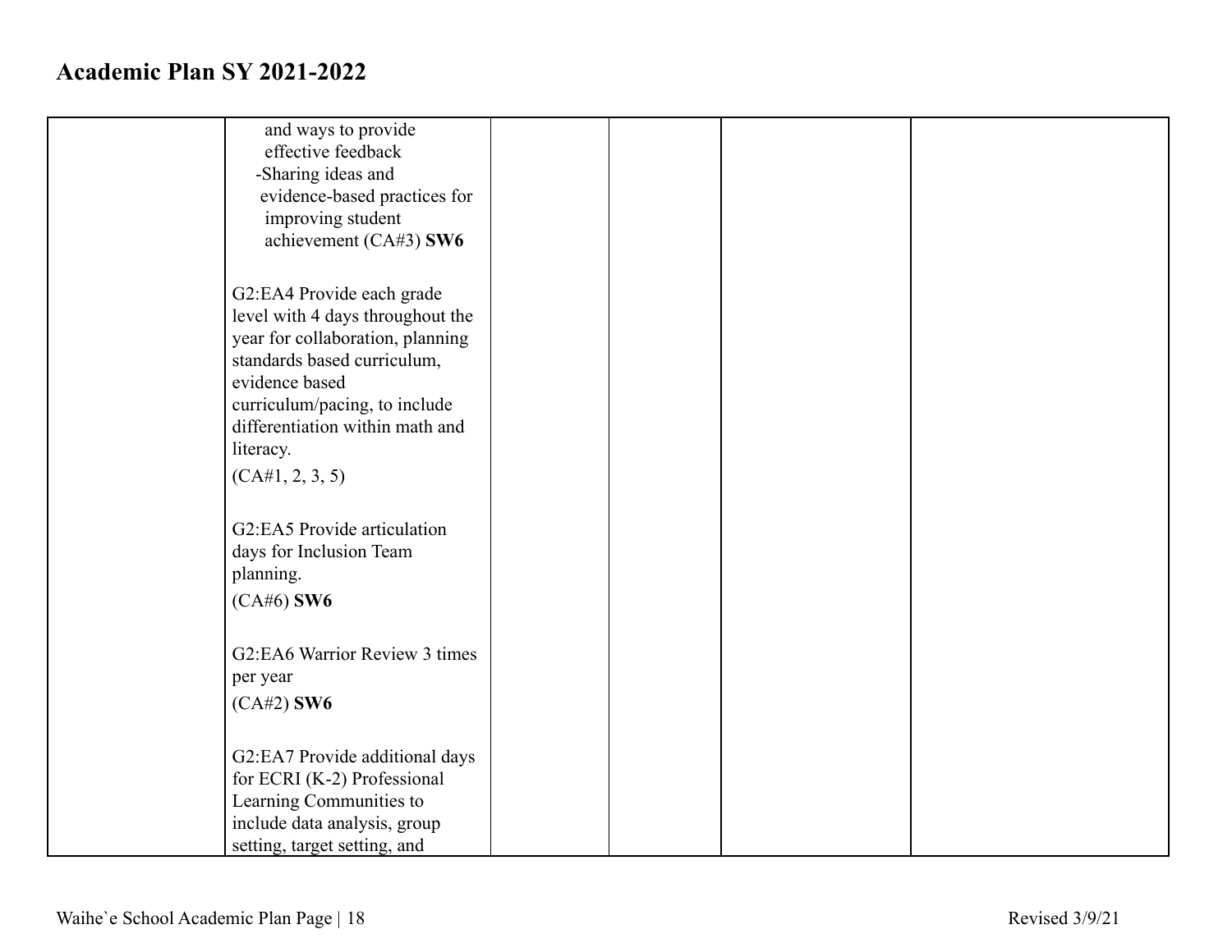## Academic Plan SY 2021-2022

| | | | | | |
|---|---|---|---|---|---|
| | and ways to provide effective feedback<br>-Sharing ideas and evidence-based practices for improving student achievement (CA#3) **SW6**<br><br>G2:EA4 Provide each grade level with 4 days throughout the year for collaboration, planning standards based curriculum, evidence based curriculum/pacing, to include differentiation within math and literacy.<br>(CA#1, 2, 3, 5)<br><br>G2:EA5 Provide articulation days for Inclusion Team planning.<br>(CA#6) **SW6**<br><br>G2:EA6 Warrior Review 3 times per year<br>(CA#2) **SW6**<br><br>G2:EA7 Provide additional days for ECRI (K-2) Professional Learning Communities to include data analysis, group setting, target setting, and | | | | |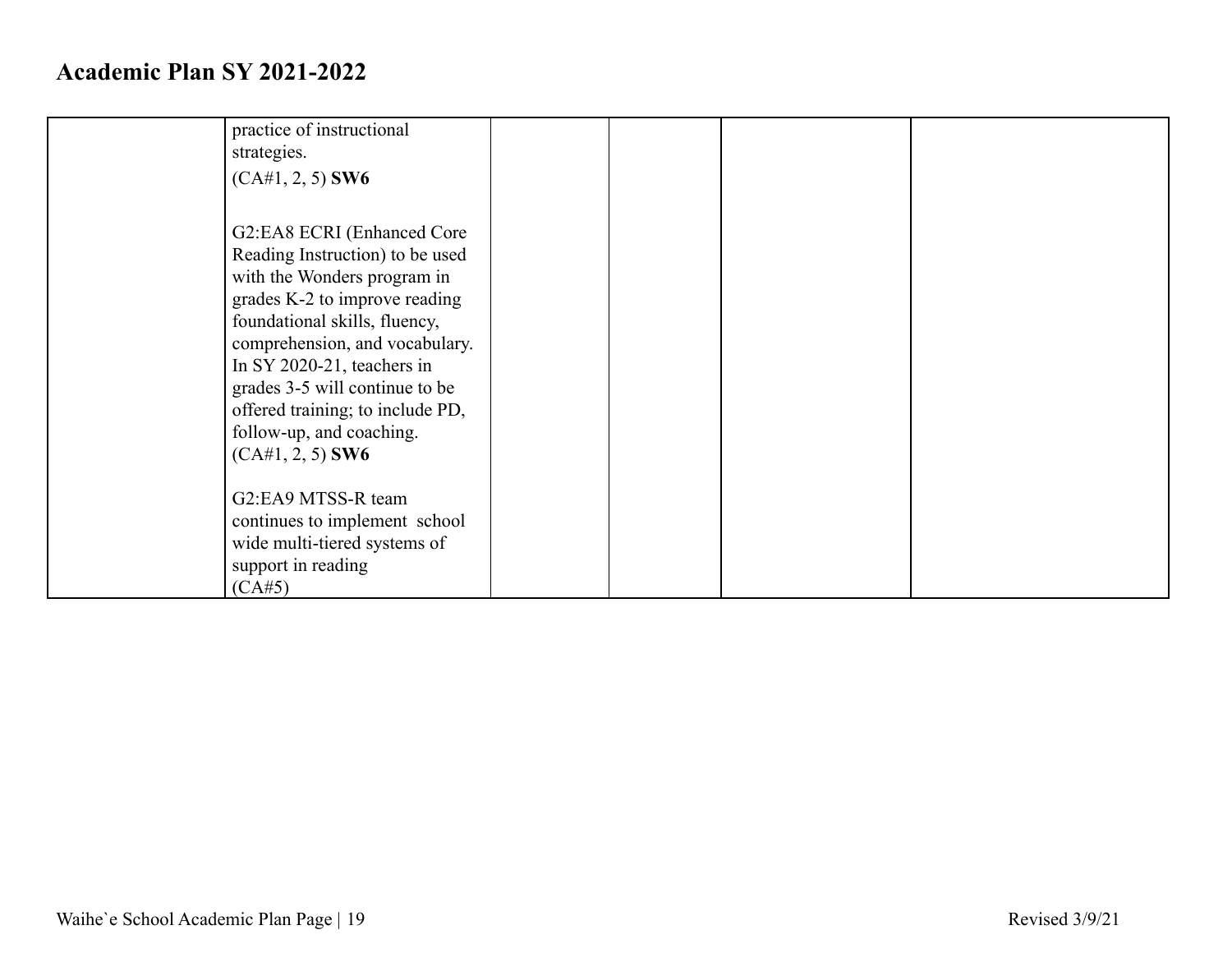## Academic Plan SY 2021-2022

| | | | | | |
|---|---|---|---|---|---|
| | practice of instructional strategies.<br>(CA#1, 2, 5) **SW6**<br><br>G2:EA8 ECRI (Enhanced Core Reading Instruction) to be used with the Wonders program in grades K-2 to improve reading foundational skills, fluency, comprehension, and vocabulary. In SY 2020-21, teachers in grades 3-5 will continue to be offered training; to include PD, follow-up, and coaching.<br>(CA#1, 2, 5) **SW6**<br><br>G2:EA9 MTSS-R team continues to implement school wide multi-tiered systems of support in reading<br>(CA#5) | | | | |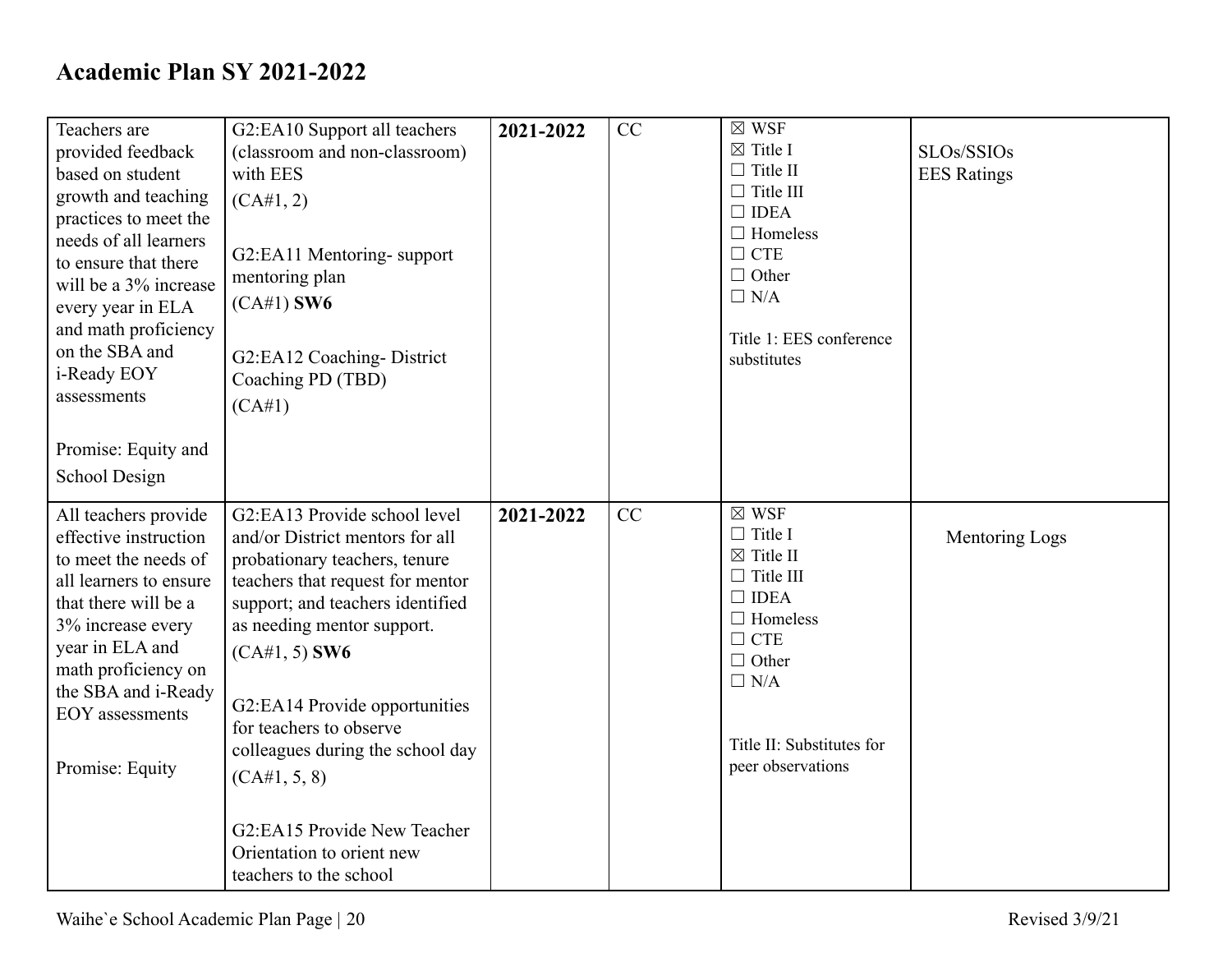## Academic Plan SY 2021-2022

| | | | | | |
|---|---|---|---|---|---|
| Teachers are provided feedback based on student growth and teaching practices to meet the needs of all learners to ensure that there will be a 3% increase every year in ELA and math proficiency on the SBA and i-Ready EOY assessments<br><br>Promise: Equity and School Design | G2:EA10 Support all teachers (classroom and non-classroom) with EES<br>(CA#1, 2)<br><br>G2:EA11 Mentoring- support mentoring plan<br>(CA#1) **SW6**<br><br>G2:EA12 Coaching- District Coaching PD (TBD)<br>(CA#1) | **2021-2022** | CC | ☒ WSF<br>☒ Title I<br>☐ Title II<br>☐ Title III<br>☐ IDEA<br>☐ Homeless<br>☐ CTE<br>☐ Other<br>☐ N/A<br><br>Title 1: EES conference substitutes | SLOs/SSIOs<br>EES Ratings |
| All teachers provide effective instruction to meet the needs of all learners to ensure that there will be a 3% increase every year in ELA and math proficiency on the SBA and i-Ready EOY assessments<br><br>Promise: Equity | G2:EA13 Provide school level and/or District mentors for all probationary teachers, tenure teachers that request for mentor support; and teachers identified as needing mentor support.<br>(CA#1, 5) **SW6**<br><br>G2:EA14 Provide opportunities for teachers to observe colleagues during the school day<br>(CA#1, 5, 8)<br><br>G2:EA15 Provide New Teacher Orientation to orient new teachers to the school | **2021-2022** | CC | ☒ WSF<br>☐ Title I<br>☒ Title II<br>☐ Title III<br>☐ IDEA<br>☐ Homeless<br>☐ CTE<br>☐ Other<br>☐ N/A<br><br>Title II: Substitutes for peer observations | Mentoring Logs |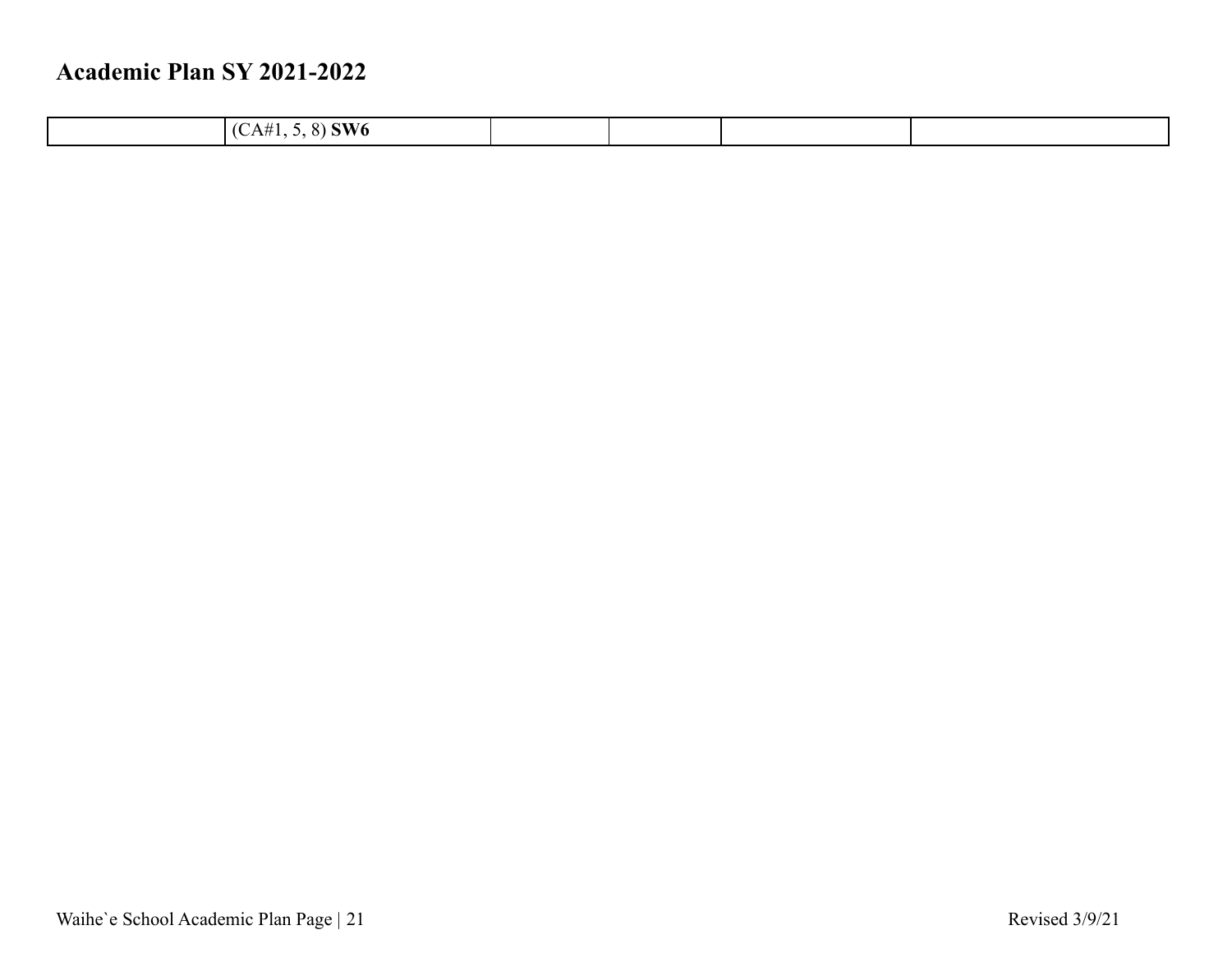## Academic Plan SY 2021-2022

| | | | | | |
|---|---|---|---|---|---|
| | (CA#1, 5, 8) **SW6** | | | | |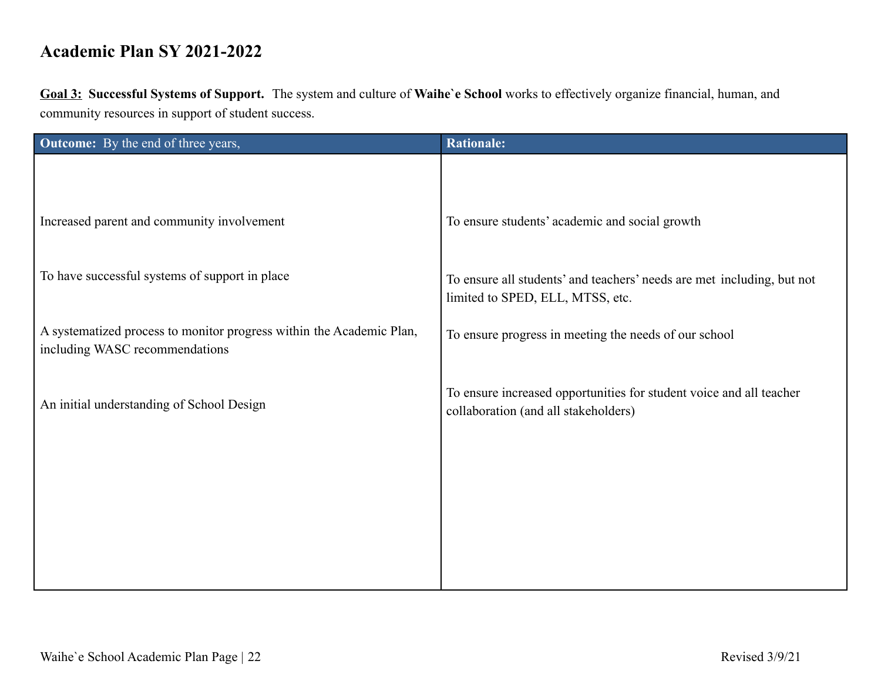# Academic Plan SY 2021-2022

<u>**Goal 3:**</u> **Successful Systems of Support.** The system and culture of **Waihe`e School** works to effectively organize financial, human, and community resources in support of student success.

| **Outcome:** By the end of three years, | **Rationale:** |
|---|---|
| Increased parent and community involvement | To ensure students' academic and social growth |
| To have successful systems of support in place | To ensure all students' and teachers' needs are met including, but not limited to SPED, ELL, MTSS, etc. |
| A systematized process to monitor progress within the Academic Plan, including WASC recommendations | To ensure progress in meeting the needs of our school |
| An initial understanding of School Design | To ensure increased opportunities for student voice and all teacher collaboration (and all stakeholders) |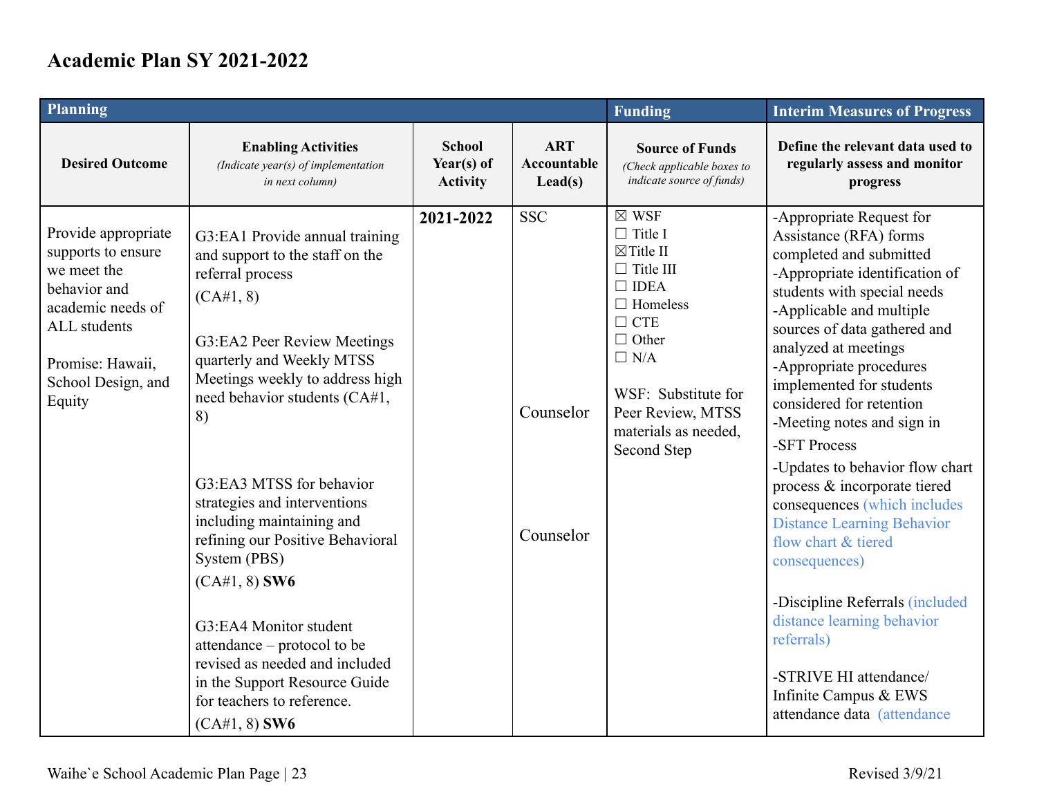# Academic Plan SY 2021-2022

| Planning | | | | Funding | Interim Measures of Progress |
|---|---|---|---|---|---|
| **Desired Outcome** | **Enabling Activities** *(Indicate year(s) of implementation in next column)* | **School Year(s) of Activity** | **ART Accountable Lead(s)** | **Source of Funds** *(Check applicable boxes to indicate source of funds)* | **Define the relevant data used to regularly assess and monitor progress** |
| Provide appropriate supports to ensure we meet the behavior and academic needs of ALL students<br><br>Promise: Hawaii, School Design, and Equity | G3:EA1 Provide annual training and support to the staff on the referral process (CA#1, 8)<br><br>G3:EA2 Peer Review Meetings quarterly and Weekly MTSS Meetings weekly to address high need behavior students (CA#1, 8)<br><br>G3:EA3 MTSS for behavior strategies and interventions including maintaining and refining our Positive Behavioral System (PBS) (CA#1, 8) **SW6**<br><br>G3:EA4 Monitor student attendance – protocol to be revised as needed and included in the Support Resource Guide for teachers to reference. (CA#1, 8) **SW6** | **2021-2022** | SSC<br><br>Counselor<br><br>Counselor | ☒ WSF<br>☐ Title I<br>☒ Title II<br>☐ Title III<br>☐ IDEA<br>☐ Homeless<br>☐ CTE<br>☐ Other<br>☐ N/A<br><br>WSF: Substitute for Peer Review, MTSS materials as needed, Second Step | -Appropriate Request for Assistance (RFA) forms completed and submitted<br>-Appropriate identification of students with special needs<br>-Applicable and multiple sources of data gathered and analyzed at meetings<br>-Appropriate procedures implemented for students considered for retention<br>-Meeting notes and sign in<br>-SFT Process<br>-Updates to behavior flow chart process & incorporate tiered consequences (which includes Distance Learning Behavior flow chart & tiered consequences)<br><br>-Discipline Referrals (included distance learning behavior referrals)<br><br>-STRIVE HI attendance/ Infinite Campus & EWS attendance data (attendance |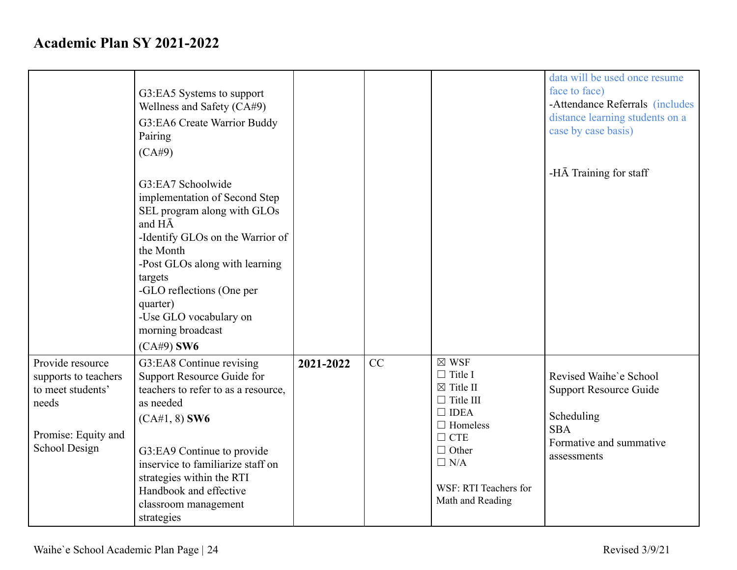# Academic Plan SY 2021-2022

| | | | | | |
|---|---|---|---|---|---|
| | G3:EA5 Systems to support Wellness and Safety (CA#9)<br>G3:EA6 Create Warrior Buddy Pairing<br>(CA#9)<br><br>G3:EA7 Schoolwide implementation of Second Step SEL program along with GLOs and HĀ<br>-Identify GLOs on the Warrior of the Month<br>-Post GLOs along with learning targets<br>-GLO reflections (One per quarter)<br>-Use GLO vocabulary on morning broadcast<br>(CA#9) **SW6** | | | | data will be used once resume face to face)<br>-Attendance Referrals (includes distance learning students on a case by case basis)<br><br>-HĀ Training for staff |
| Provide resource supports to teachers to meet students' needs<br><br>Promise: Equity and School Design | G3:EA8 Continue revising Support Resource Guide for teachers to refer to as a resource, as needed<br>(CA#1, 8) **SW6**<br><br>G3:EA9 Continue to provide inservice to familiarize staff on strategies within the RTI Handbook and effective classroom management strategies | **2021-2022** | CC | ☒ WSF<br>☐ Title I<br>☒ Title II<br>☐ Title III<br>☐ IDEA<br>☐ Homeless<br>☐ CTE<br>☐ Other<br>☐ N/A<br><br>WSF: RTI Teachers for Math and Reading | Revised Waihe`e School Support Resource Guide<br><br>Scheduling<br>SBA<br>Formative and summative assessments |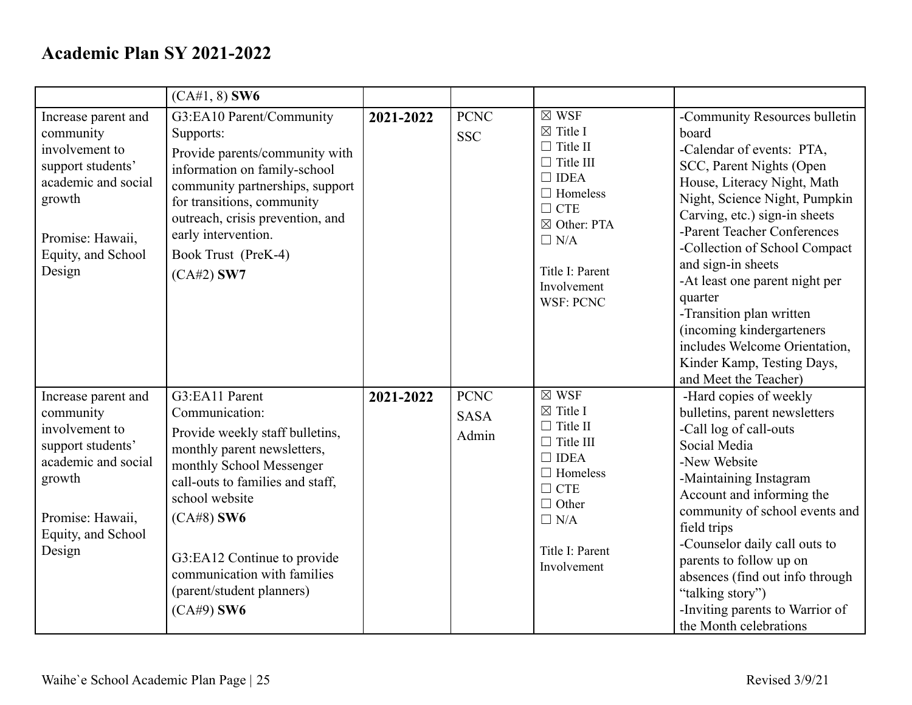## Academic Plan SY 2021-2022

| | | | | | |
|---|---|---|---|---|---|
| | (CA#1, 8) **SW6** | | | | |
| Increase parent and community involvement to support students' academic and social growth<br><br>Promise: Hawaii, Equity, and School Design | G3:EA10 Parent/Community Supports:<br>Provide parents/community with information on family-school community partnerships, support for transitions, community outreach, crisis prevention, and early intervention.<br>Book Trust (PreK-4)<br>(CA#2) **SW7** | **2021-2022** | PCNC<br>SSC | ☒ WSF<br>☒ Title I<br>☐ Title II<br>☐ Title III<br>☐ IDEA<br>☐ Homeless<br>☐ CTE<br>☒ Other: PTA<br>☐ N/A<br><br>Title I: Parent Involvement<br>WSF: PCNC | -Community Resources bulletin board<br>-Calendar of events: PTA, SCC, Parent Nights (Open House, Literacy Night, Math Night, Science Night, Pumpkin Carving, etc.) sign-in sheets<br>-Parent Teacher Conferences<br>-Collection of School Compact and sign-in sheets<br>-At least one parent night per quarter<br>-Transition plan written (incoming kindergarteners includes Welcome Orientation, Kinder Kamp, Testing Days, and Meet the Teacher) |
| Increase parent and community involvement to support students' academic and social growth<br><br>Promise: Hawaii, Equity, and School Design | G3:EA11 Parent Communication:<br>Provide weekly staff bulletins, monthly parent newsletters, monthly School Messenger call-outs to families and staff, school website<br>(CA#8) **SW6**<br><br>G3:EA12 Continue to provide communication with families (parent/student planners)<br>(CA#9) **SW6** | **2021-2022** | PCNC<br>SASA<br>Admin | ☒ WSF<br>☒ Title I<br>☐ Title II<br>☐ Title III<br>☐ IDEA<br>☐ Homeless<br>☐ CTE<br>☐ Other<br>☐ N/A<br><br>Title I: Parent Involvement | -Hard copies of weekly bulletins, parent newsletters<br>-Call log of call-outs<br>Social Media<br>-New Website<br>-Maintaining Instagram Account and informing the community of school events and field trips<br>-Counselor daily call outs to parents to follow up on absences (find out info through "talking story")<br>-Inviting parents to Warrior of the Month celebrations |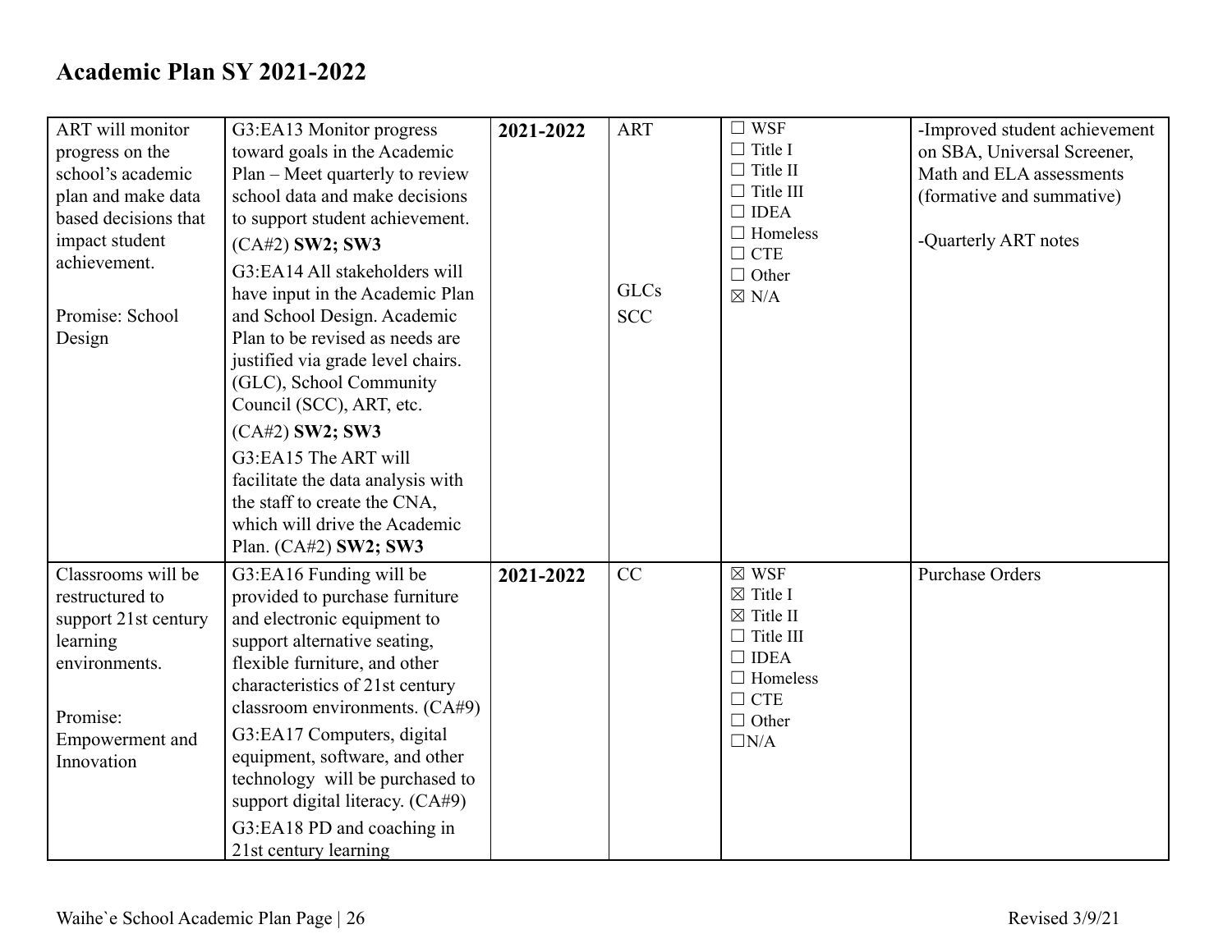## Academic Plan SY 2021-2022

| | | | | | |
|---|---|---|---|---|---|
| ART will monitor progress on the school's academic plan and make data based decisions that impact student achievement.<br><br>Promise: School Design | G3:EA13 Monitor progress toward goals in the Academic Plan – Meet quarterly to review school data and make decisions to support student achievement. (CA#2) **SW2; SW3**<br>G3:EA14 All stakeholders will have input in the Academic Plan and School Design. Academic Plan to be revised as needs are justified via grade level chairs. (GLC), School Community Council (SCC), ART, etc. (CA#2) **SW2; SW3**<br>G3:EA15 The ART will facilitate the data analysis with the staff to create the CNA, which will drive the Academic Plan. (CA#2) **SW2; SW3** | **2021-2022** | ART<br><br>GLCs<br>SCC | ☐ WSF<br>☐ Title I<br>☐ Title II<br>☐ Title III<br>☐ IDEA<br>☐ Homeless<br>☐ CTE<br>☐ Other<br>☒ N/A | -Improved student achievement on SBA, Universal Screener, Math and ELA assessments (formative and summative)<br><br>-Quarterly ART notes |
| Classrooms will be restructured to support 21st century learning environments.<br><br>Promise: Empowerment and Innovation | G3:EA16 Funding will be provided to purchase furniture and electronic equipment to support alternative seating, flexible furniture, and other characteristics of 21st century classroom environments. (CA#9)<br>G3:EA17 Computers, digital equipment, software, and other technology will be purchased to support digital literacy. (CA#9)<br>G3:EA18 PD and coaching in 21st century learning | **2021-2022** | CC | ☒ WSF<br>☒ Title I<br>☒ Title II<br>☐ Title III<br>☐ IDEA<br>☐ Homeless<br>☐ CTE<br>☐ Other<br>☐N/A | Purchase Orders |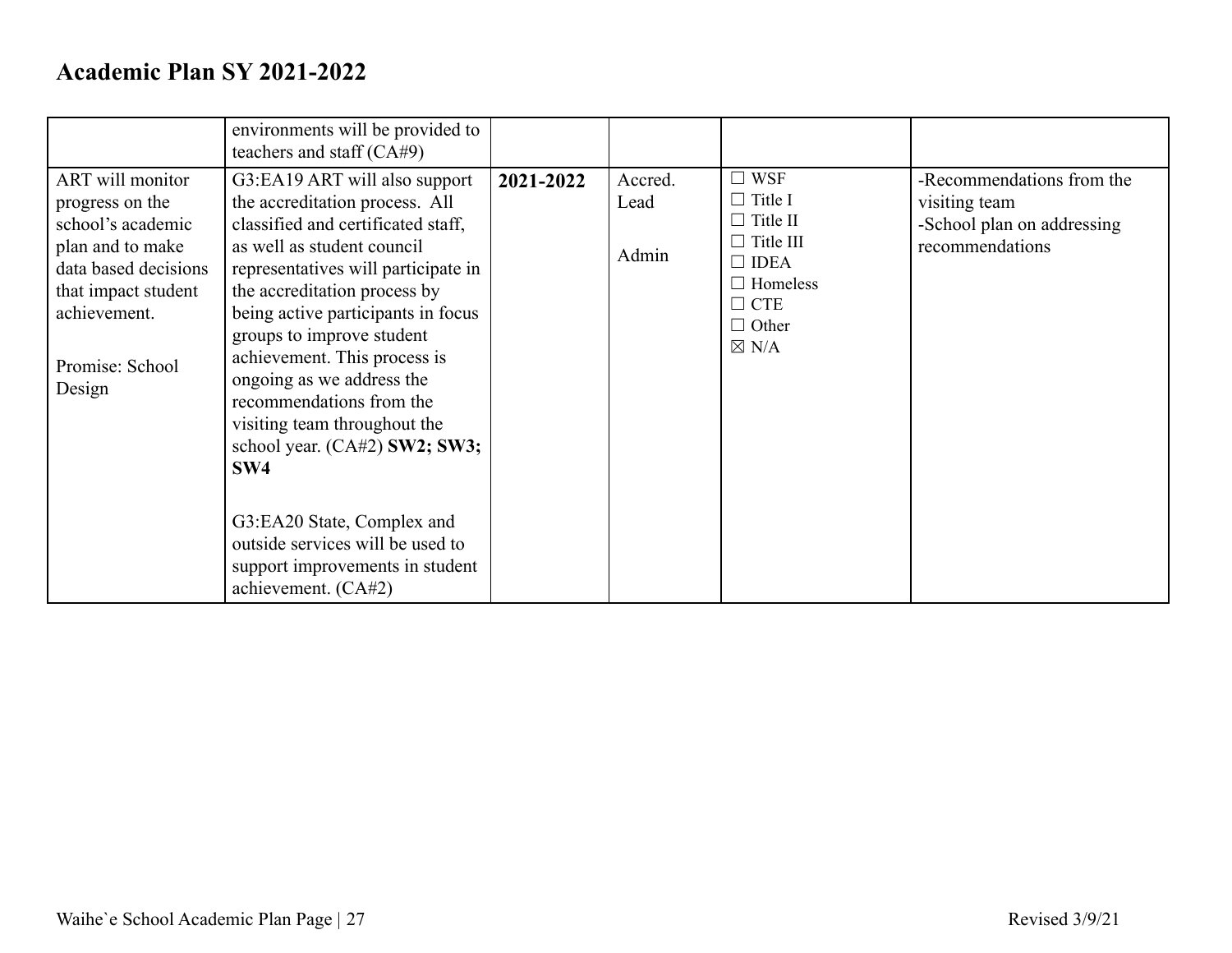## Academic Plan SY 2021-2022

| | | | | | |
|---|---|---|---|---|---|
| | environments will be provided to teachers and staff (CA#9) | | | | |
| ART will monitor progress on the school's academic plan and to make data based decisions that impact student achievement.<br><br>Promise: School Design | G3:EA19 ART will also support the accreditation process. All classified and certificated staff, as well as student council representatives will participate in the accreditation process by being active participants in focus groups to improve student achievement. This process is ongoing as we address the recommendations from the visiting team throughout the school year. (CA#2) **SW2; SW3; SW4**<br><br>G3:EA20 State, Complex and outside services will be used to support improvements in student achievement. (CA#2) | **2021-2022** | Accred. Lead<br><br>Admin | ☐ WSF<br>☐ Title I<br>☐ Title II<br>☐ Title III<br>☐ IDEA<br>☐ Homeless<br>☐ CTE<br>☐ Other<br>☒ N/A | -Recommendations from the visiting team<br>-School plan on addressing recommendations |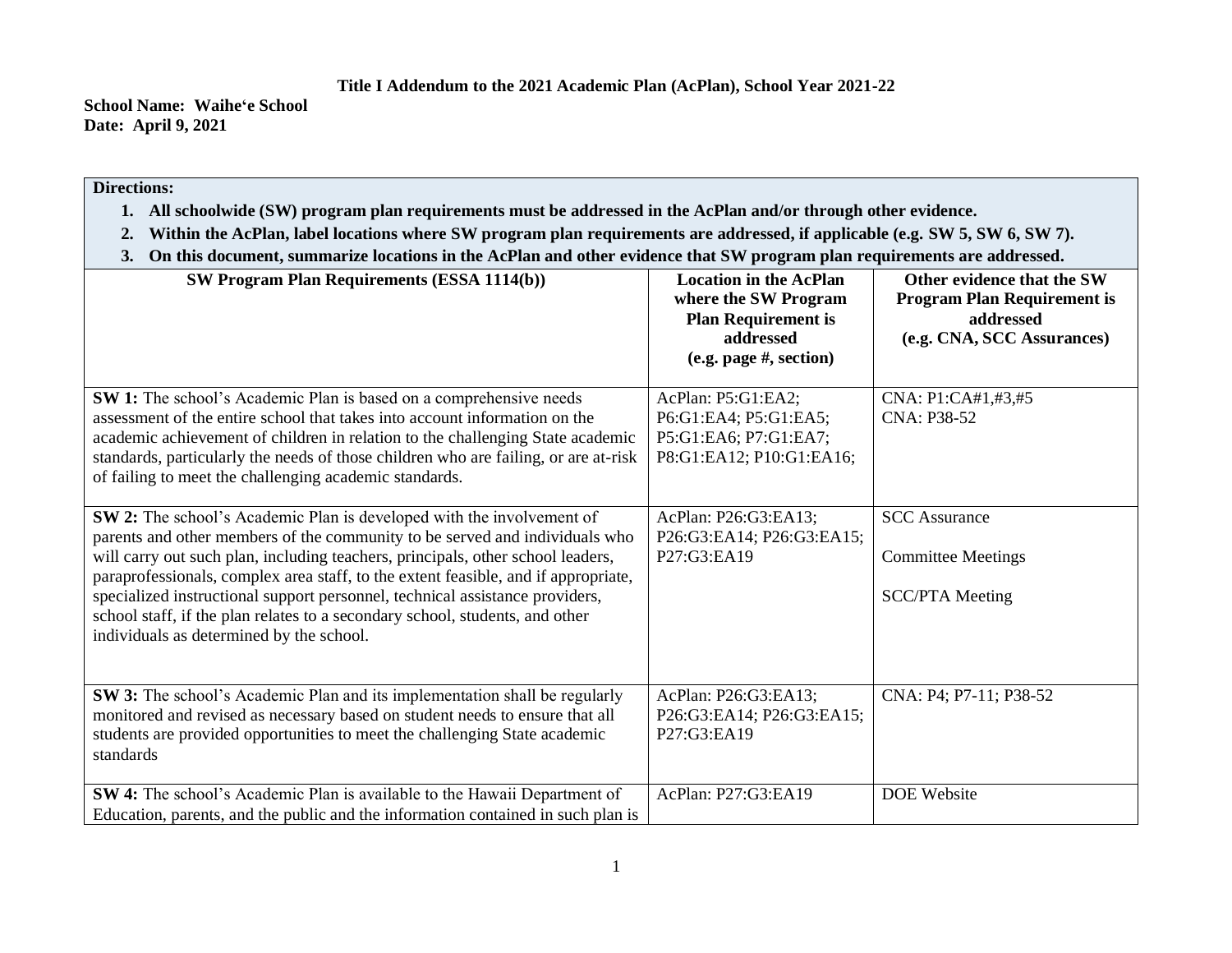**Title I Addendum to the 2021 Academic Plan (AcPlan), School Year 2021-22**

**School Name: Waiheʻe School**
**Date: April 9, 2021**

**Directions:**

1. **All schoolwide (SW) program plan requirements must be addressed in the AcPlan and/or through other evidence.**
2. **Within the AcPlan, label locations where SW program plan requirements are addressed, if applicable (e.g. SW 5, SW 6, SW 7).**
3. **On this document, summarize locations in the AcPlan and other evidence that SW program plan requirements are addressed.**

| SW Program Plan Requirements (ESSA 1114(b)) | Location in the AcPlan where the SW Program Plan Requirement is addressed (e.g. page #, section) | Other evidence that the SW Program Plan Requirement is addressed (e.g. CNA, SCC Assurances) |
|---|---|---|
| **SW 1:** The school's Academic Plan is based on a comprehensive needs assessment of the entire school that takes into account information on the academic achievement of children in relation to the challenging State academic standards, particularly the needs of those children who are failing, or are at-risk of failing to meet the challenging academic standards. | AcPlan: P5:G1:EA2; P6:G1:EA4; P5:G1:EA5; P5:G1:EA6; P7:G1:EA7; P8:G1:EA12; P10:G1:EA16; | CNA: P1:CA#1,#3,#5<br>CNA: P38-52 |
| **SW 2:** The school's Academic Plan is developed with the involvement of parents and other members of the community to be served and individuals who will carry out such plan, including teachers, principals, other school leaders, paraprofessionals, complex area staff, to the extent feasible, and if appropriate, specialized instructional support personnel, technical assistance providers, school staff, if the plan relates to a secondary school, students, and other individuals as determined by the school. | AcPlan: P26:G3:EA13; P26:G3:EA14; P26:G3:EA15; P27:G3:EA19 | SCC Assurance<br><br>Committee Meetings<br><br>SCC/PTA Meeting |
| **SW 3:** The school's Academic Plan and its implementation shall be regularly monitored and revised as necessary based on student needs to ensure that all students are provided opportunities to meet the challenging State academic standards | AcPlan: P26:G3:EA13; P26:G3:EA14; P26:G3:EA15; P27:G3:EA19 | CNA: P4; P7-11; P38-52 |
| **SW 4:** The school's Academic Plan is available to the Hawaii Department of Education, parents, and the public and the information contained in such plan is | AcPlan: P27:G3:EA19 | DOE Website |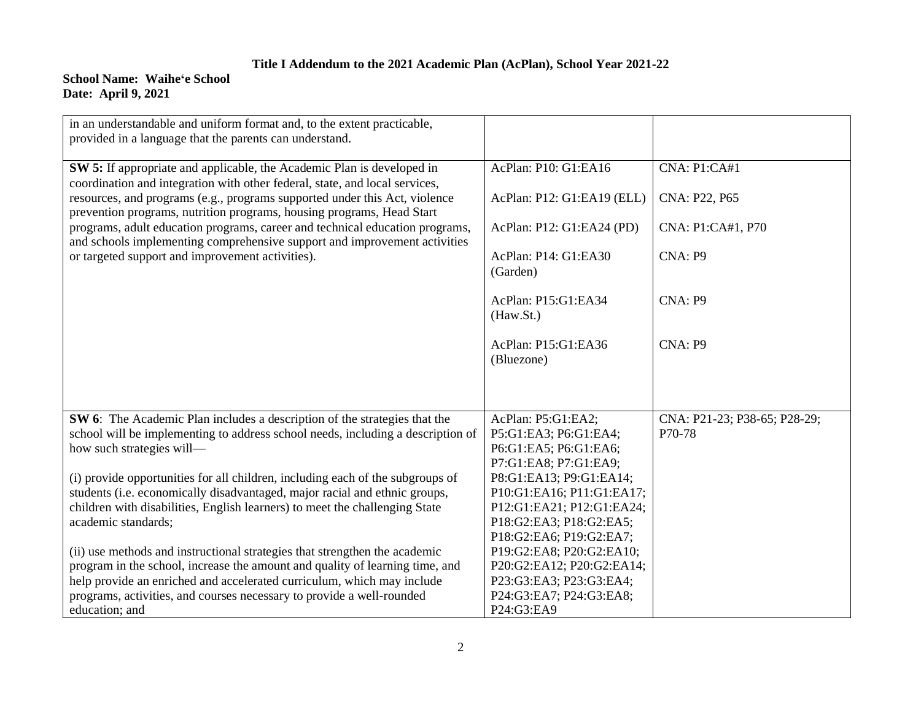**Title I Addendum to the 2021 Academic Plan (AcPlan), School Year 2021-22**

**School Name: Waiheʻe School**
**Date: April 9, 2021**

| | | |
|---|---|---|
| in an understandable and uniform format and, to the extent practicable, provided in a language that the parents can understand. | | |
| **SW 5:** If appropriate and applicable, the Academic Plan is developed in coordination and integration with other federal, state, and local services, resources, and programs (e.g., programs supported under this Act, violence prevention programs, nutrition programs, housing programs, Head Start programs, adult education programs, career and technical education programs, and schools implementing comprehensive support and improvement activities or targeted support and improvement activities). | AcPlan: P10: G1:EA16<br><br>AcPlan: P12: G1:EA19 (ELL)<br><br>AcPlan: P12: G1:EA24 (PD)<br><br>AcPlan: P14: G1:EA30 (Garden)<br><br>AcPlan: P15:G1:EA34 (Haw.St.)<br><br>AcPlan: P15:G1:EA36 (Bluezone) | CNA: P1:CA#1<br><br>CNA: P22, P65<br><br>CNA: P1:CA#1, P70<br><br>CNA: P9<br><br>CNA: P9<br><br>CNA: P9 |
| **SW 6**: The Academic Plan includes a description of the strategies that the school will be implementing to address school needs, including a description of how such strategies will—<br><br>(i) provide opportunities for all children, including each of the subgroups of students (i.e. economically disadvantaged, major racial and ethnic groups, children with disabilities, English learners) to meet the challenging State academic standards;<br><br>(ii) use methods and instructional strategies that strengthen the academic program in the school, increase the amount and quality of learning time, and help provide an enriched and accelerated curriculum, which may include programs, activities, and courses necessary to provide a well-rounded education; and | AcPlan: P5:G1:EA2; P5:G1:EA3; P6:G1:EA4; P6:G1:EA5; P6:G1:EA6; P7:G1:EA8; P7:G1:EA9; P8:G1:EA13; P9:G1:EA14; P10:G1:EA16; P11:G1:EA17; P12:G1:EA21; P12:G1:EA24; P18:G2:EA3; P18:G2:EA5; P18:G2:EA6; P19:G2:EA7; P19:G2:EA8; P20:G2:EA10; P20:G2:EA12; P20:G2:EA14; P23:G3:EA3; P23:G3:EA4; P24:G3:EA7; P24:G3:EA8; P24:G3:EA9 | CNA: P21-23; P38-65; P28-29; P70-78 |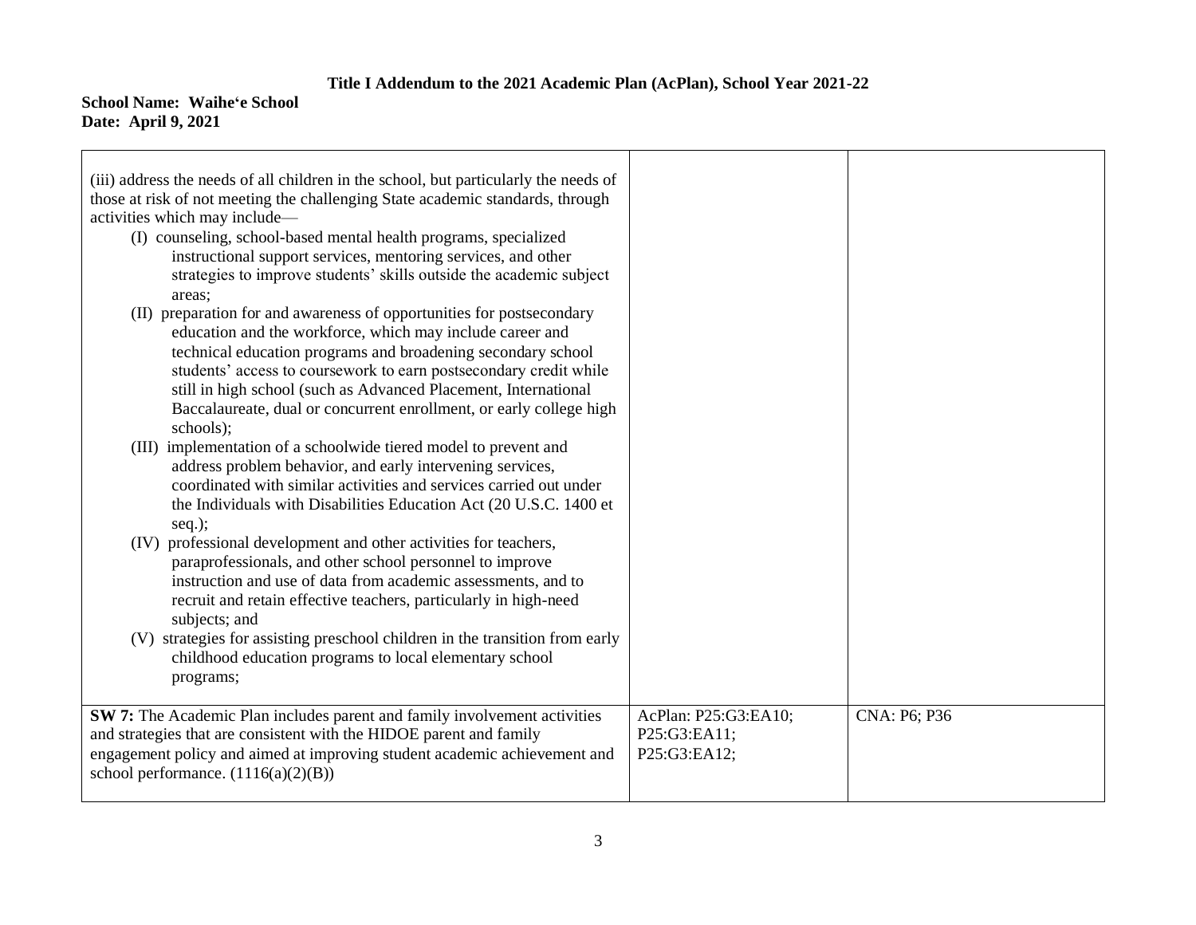**Title I Addendum to the 2021 Academic Plan (AcPlan), School Year 2021-22**

**School Name: Waihe'e School**
**Date: April 9, 2021**

| | | |
|---|---|---|
| (iii) address the needs of all children in the school, but particularly the needs of those at risk of not meeting the challenging State academic standards, through activities which may include—<br>(I) counseling, school-based mental health programs, specialized instructional support services, mentoring services, and other strategies to improve students' skills outside the academic subject areas;<br>(II) preparation for and awareness of opportunities for postsecondary education and the workforce, which may include career and technical education programs and broadening secondary school students' access to coursework to earn postsecondary credit while still in high school (such as Advanced Placement, International Baccalaureate, dual or concurrent enrollment, or early college high schools);<br>(III) implementation of a schoolwide tiered model to prevent and address problem behavior, and early intervening services, coordinated with similar activities and services carried out under the Individuals with Disabilities Education Act (20 U.S.C. 1400 et seq.);<br>(IV) professional development and other activities for teachers, paraprofessionals, and other school personnel to improve instruction and use of data from academic assessments, and to recruit and retain effective teachers, particularly in high-need subjects; and<br>(V) strategies for assisting preschool children in the transition from early childhood education programs to local elementary school programs; | | |
| **SW 7:** The Academic Plan includes parent and family involvement activities and strategies that are consistent with the HIDOE parent and family engagement policy and aimed at improving student academic achievement and school performance. (1116(a)(2)(B)) | AcPlan: P25:G3:EA10; P25:G3:EA11; P25:G3:EA12; | CNA: P6; P36 |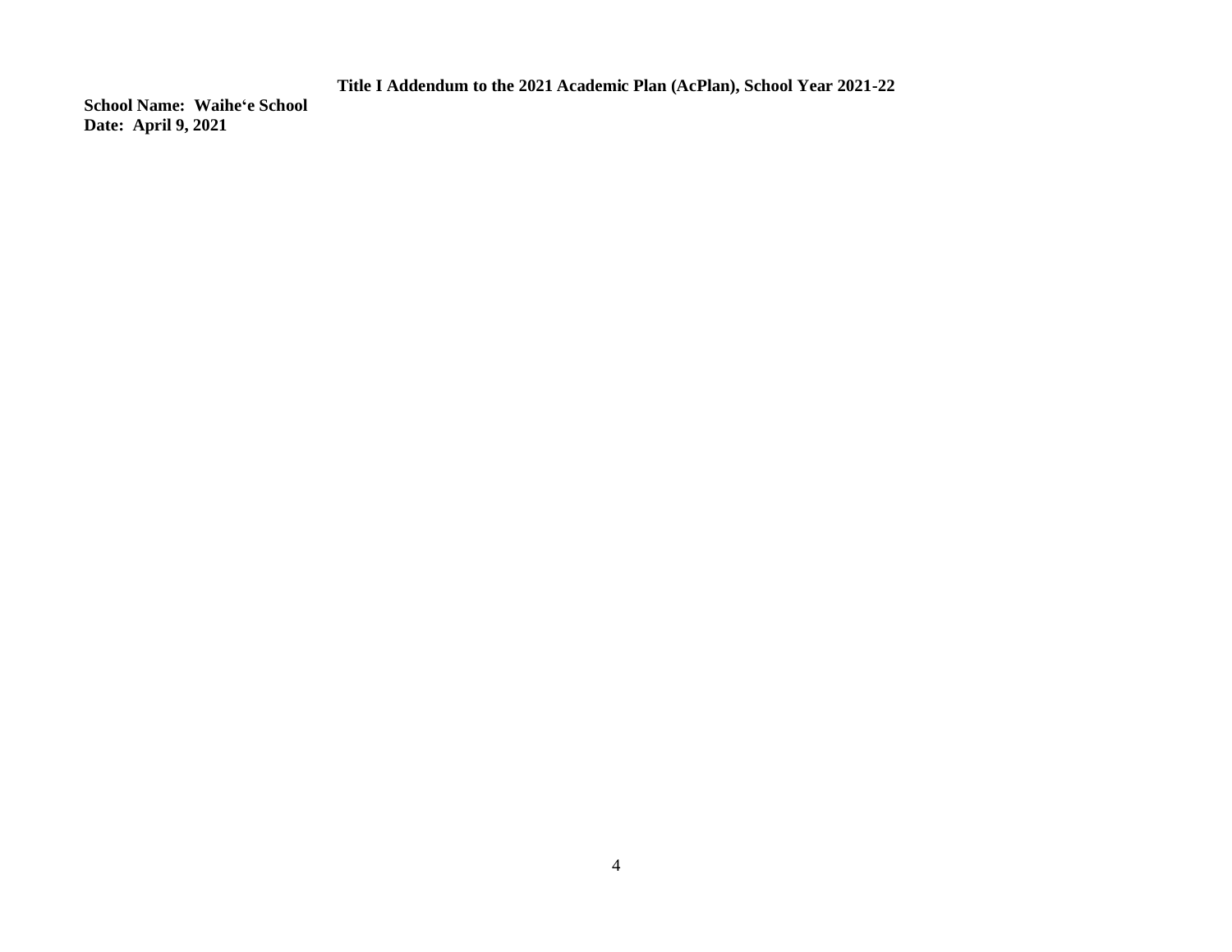**Title I Addendum to the 2021 Academic Plan (AcPlan), School Year 2021-22**

**School Name: Waihe'e School**
**Date: April 9, 2021**